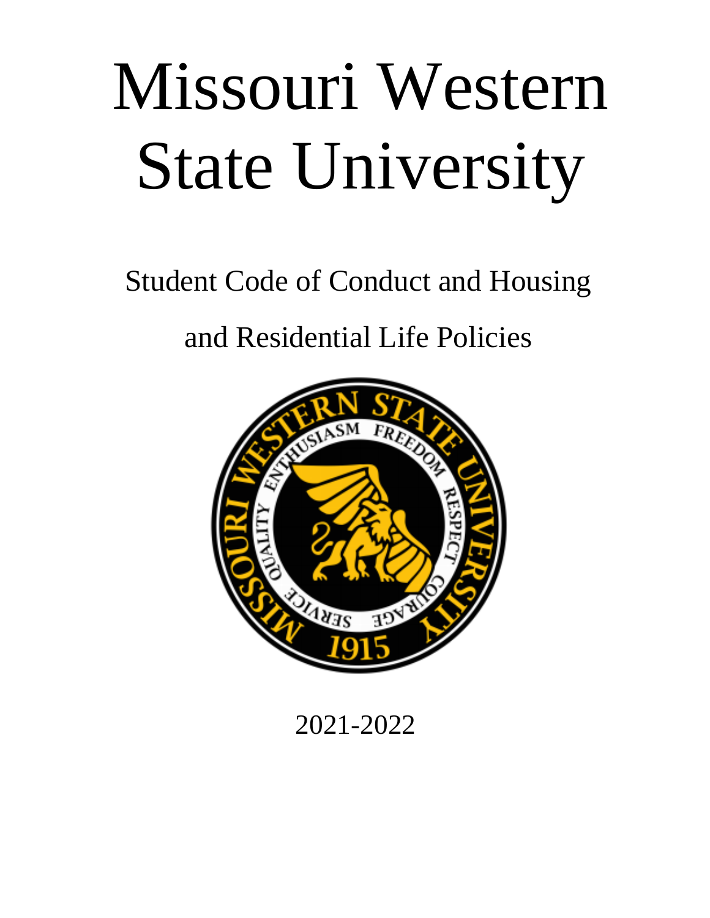# Missouri Western State University

## Student Code of Conduct and Housing and Residential Life Policies

2021-2022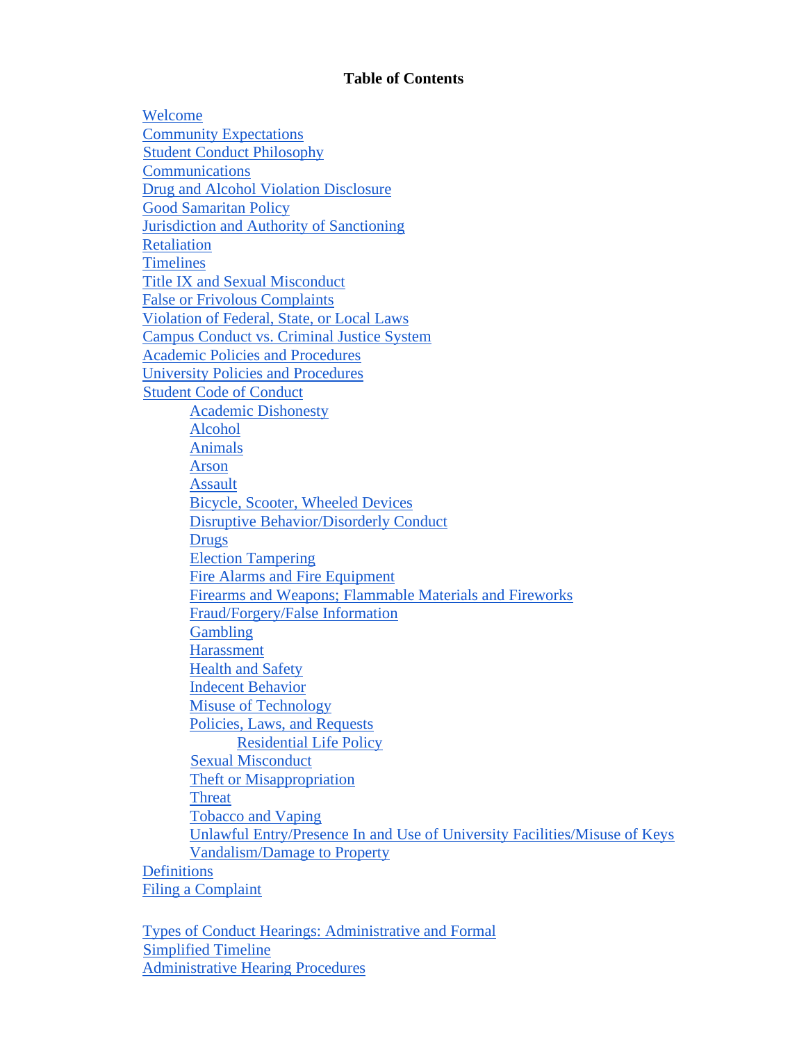# Table of Contents

- Welcome
- Community Expectations
- Student Conduct Philosophy
- Communications
- Drug and Alcohol Violation Disclosure
- Good Samaritan Policy
- Jurisdiction and Authority of Sanctioning
- Retaliation
- Timelines
- Title IX and Sexual Misconduct
- False or Frivolous Complaints
- Violation of Federal, State, or Local Laws
- Campus Conduct vs. Criminal Justice System
- Academic Policies and Procedures
- University Policies and Procedures
- Student Code of Conduct
    - Academic Dishonesty
    - Alcohol
    - Animals
    - Arson
    - Assault
    - Bicycle, Scooter, Wheeled Devices
    - Disruptive Behavior/Disorderly Conduct
    - Drugs
    - Election Tampering
    - Fire Alarms and Fire Equipment
    - Firearms and Weapons; Flammable Materials and Fireworks
    - Fraud/Forgery/False Information
    - Gambling
    - Harassment
    - Health and Safety
    - Indecent Behavior
    - Misuse of Technology
    - Policies, Laws, and Requests
        - Residential Life Policy
    - Sexual Misconduct
    - Theft or Misappropriation
    - Threat
    - Tobacco and Vaping
    - Unlawful Entry/Presence In and Use of University Facilities/Misuse of Keys
    - Vandalism/Damage to Property
- Definitions
- Filing a Complaint

- Types of Conduct Hearings: Administrative and Formal
- Simplified Timeline
- Administrative Hearing Procedures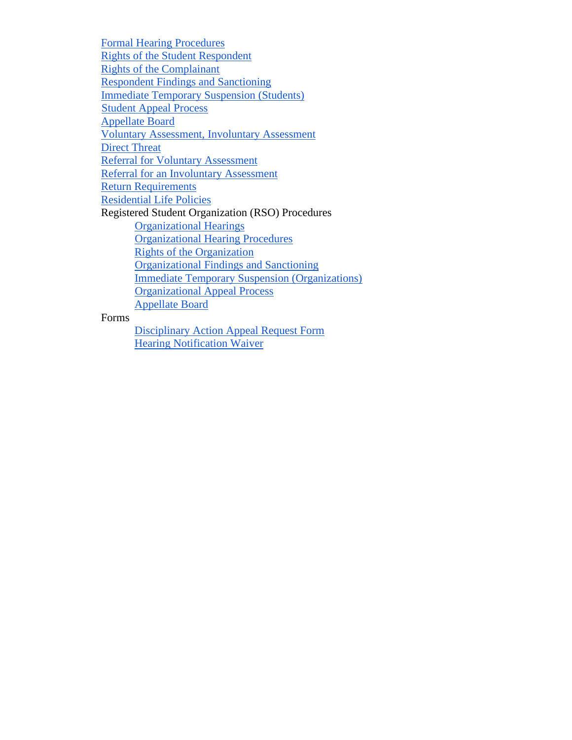Formal Hearing Procedures
Rights of the Student Respondent
Rights of the Complainant
Respondent Findings and Sanctioning
Immediate Temporary Suspension (Students)
Student Appeal Process
Appellate Board
Voluntary Assessment, Involuntary Assessment
Direct Threat
Referral for Voluntary Assessment
Referral for an Involuntary Assessment
Return Requirements
Residential Life Policies

Registered Student Organization (RSO) Procedures

- Organizational Hearings
- Organizational Hearing Procedures
- Rights of the Organization
- Organizational Findings and Sanctioning
- Immediate Temporary Suspension (Organizations)
- Organizational Appeal Process
- Appellate Board

Forms

- Disciplinary Action Appeal Request Form
- Hearing Notification Waiver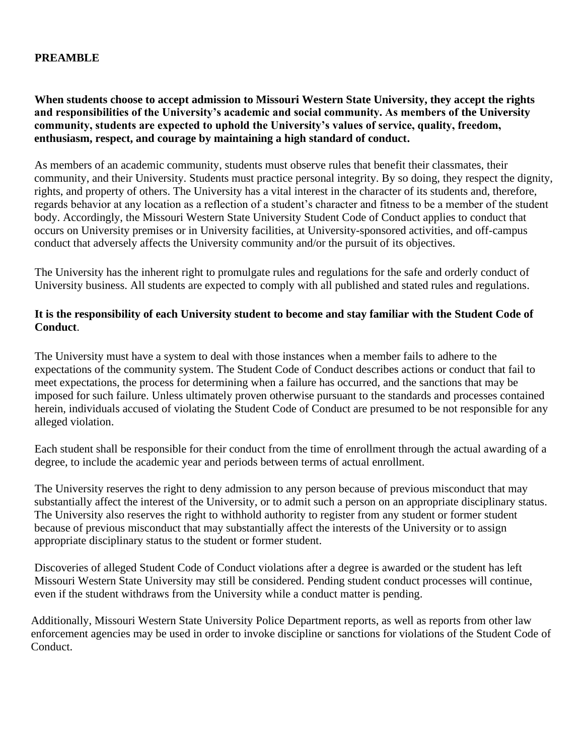## PREAMBLE

**When students choose to accept admission to Missouri Western State University, they accept the rights and responsibilities of the University's academic and social community. As members of the University community, students are expected to uphold the University's values of service, quality, freedom, enthusiasm, respect, and courage by maintaining a high standard of conduct.**

As members of an academic community, students must observe rules that benefit their classmates, their community, and their University. Students must practice personal integrity. By so doing, they respect the dignity, rights, and property of others. The University has a vital interest in the character of its students and, therefore, regards behavior at any location as a reflection of a student's character and fitness to be a member of the student body. Accordingly, the Missouri Western State University Student Code of Conduct applies to conduct that occurs on University premises or in University facilities, at University-sponsored activities, and off-campus conduct that adversely affects the University community and/or the pursuit of its objectives.

The University has the inherent right to promulgate rules and regulations for the safe and orderly conduct of University business. All students are expected to comply with all published and stated rules and regulations.

**It is the responsibility of each University student to become and stay familiar with the Student Code of Conduct**.

The University must have a system to deal with those instances when a member fails to adhere to the expectations of the community system. The Student Code of Conduct describes actions or conduct that fail to meet expectations, the process for determining when a failure has occurred, and the sanctions that may be imposed for such failure. Unless ultimately proven otherwise pursuant to the standards and processes contained herein, individuals accused of violating the Student Code of Conduct are presumed to be not responsible for any alleged violation.

Each student shall be responsible for their conduct from the time of enrollment through the actual awarding of a degree, to include the academic year and periods between terms of actual enrollment.

The University reserves the right to deny admission to any person because of previous misconduct that may substantially affect the interest of the University, or to admit such a person on an appropriate disciplinary status. The University also reserves the right to withhold authority to register from any student or former student because of previous misconduct that may substantially affect the interests of the University or to assign appropriate disciplinary status to the student or former student.

Discoveries of alleged Student Code of Conduct violations after a degree is awarded or the student has left Missouri Western State University may still be considered. Pending student conduct processes will continue, even if the student withdraws from the University while a conduct matter is pending.

Additionally, Missouri Western State University Police Department reports, as well as reports from other law enforcement agencies may be used in order to invoke discipline or sanctions for violations of the Student Code of Conduct.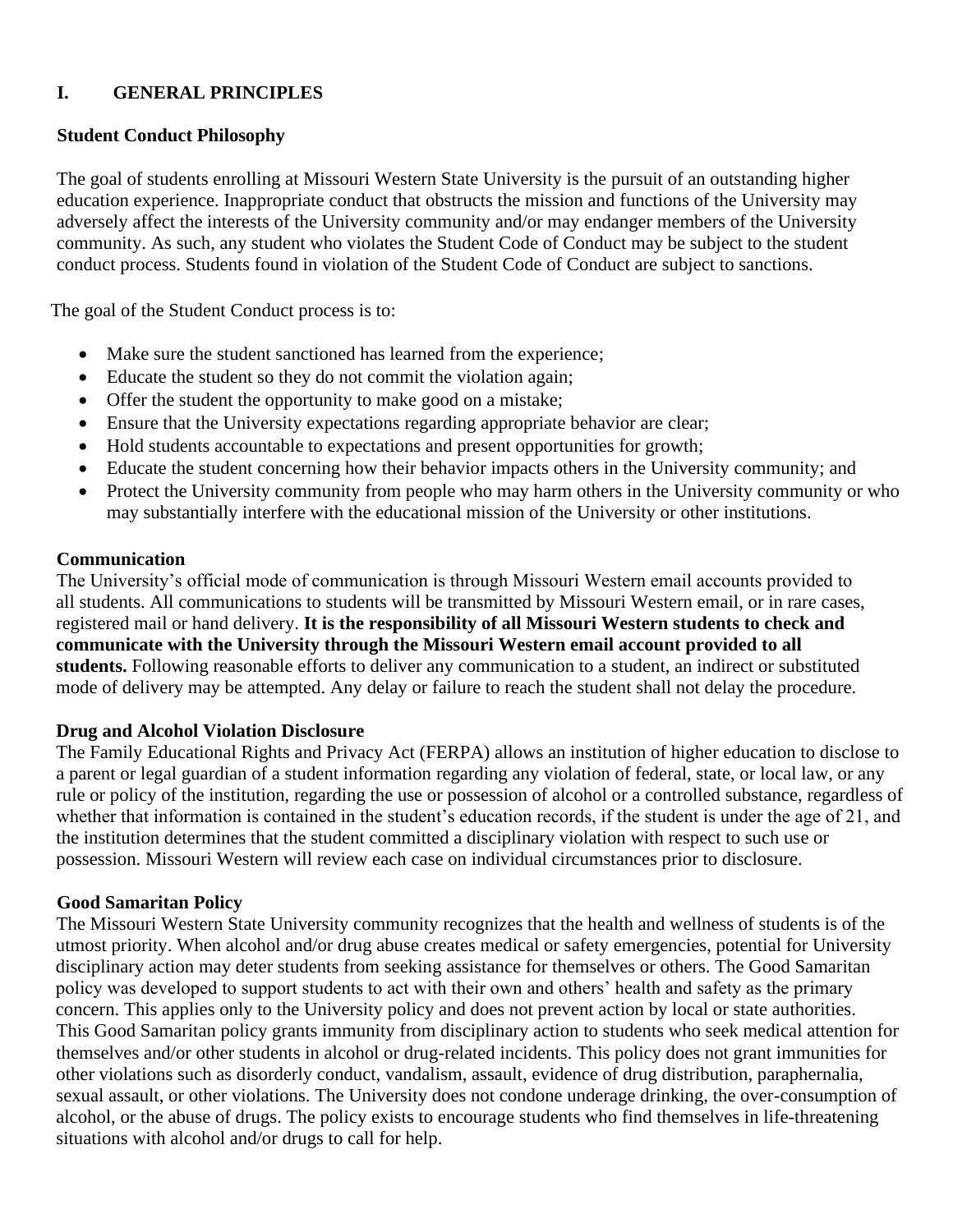# I. GENERAL PRINCIPLES

## Student Conduct Philosophy

The goal of students enrolling at Missouri Western State University is the pursuit of an outstanding higher education experience. Inappropriate conduct that obstructs the mission and functions of the University may adversely affect the interests of the University community and/or may endanger members of the University community. As such, any student who violates the Student Code of Conduct may be subject to the student conduct process. Students found in violation of the Student Code of Conduct are subject to sanctions.

The goal of the Student Conduct process is to:

- Make sure the student sanctioned has learned from the experience;
- Educate the student so they do not commit the violation again;
- Offer the student the opportunity to make good on a mistake;
- Ensure that the University expectations regarding appropriate behavior are clear;
- Hold students accountable to expectations and present opportunities for growth;
- Educate the student concerning how their behavior impacts others in the University community; and
- Protect the University community from people who may harm others in the University community or who may substantially interfere with the educational mission of the University or other institutions.

## Communication

The University's official mode of communication is through Missouri Western email accounts provided to all students. All communications to students will be transmitted by Missouri Western email, or in rare cases, registered mail or hand delivery. **It is the responsibility of all Missouri Western students to check and communicate with the University through the Missouri Western email account provided to all students.** Following reasonable efforts to deliver any communication to a student, an indirect or substituted mode of delivery may be attempted. Any delay or failure to reach the student shall not delay the procedure.

## Drug and Alcohol Violation Disclosure

The Family Educational Rights and Privacy Act (FERPA) allows an institution of higher education to disclose to a parent or legal guardian of a student information regarding any violation of federal, state, or local law, or any rule or policy of the institution, regarding the use or possession of alcohol or a controlled substance, regardless of whether that information is contained in the student's education records, if the student is under the age of 21, and the institution determines that the student committed a disciplinary violation with respect to such use or possession. Missouri Western will review each case on individual circumstances prior to disclosure.

## Good Samaritan Policy

The Missouri Western State University community recognizes that the health and wellness of students is of the utmost priority. When alcohol and/or drug abuse creates medical or safety emergencies, potential for University disciplinary action may deter students from seeking assistance for themselves or others. The Good Samaritan policy was developed to support students to act with their own and others' health and safety as the primary concern. This applies only to the University policy and does not prevent action by local or state authorities. This Good Samaritan policy grants immunity from disciplinary action to students who seek medical attention for themselves and/or other students in alcohol or drug-related incidents. This policy does not grant immunities for other violations such as disorderly conduct, vandalism, assault, evidence of drug distribution, paraphernalia, sexual assault, or other violations. The University does not condone underage drinking, the over-consumption of alcohol, or the abuse of drugs. The policy exists to encourage students who find themselves in life-threatening situations with alcohol and/or drugs to call for help.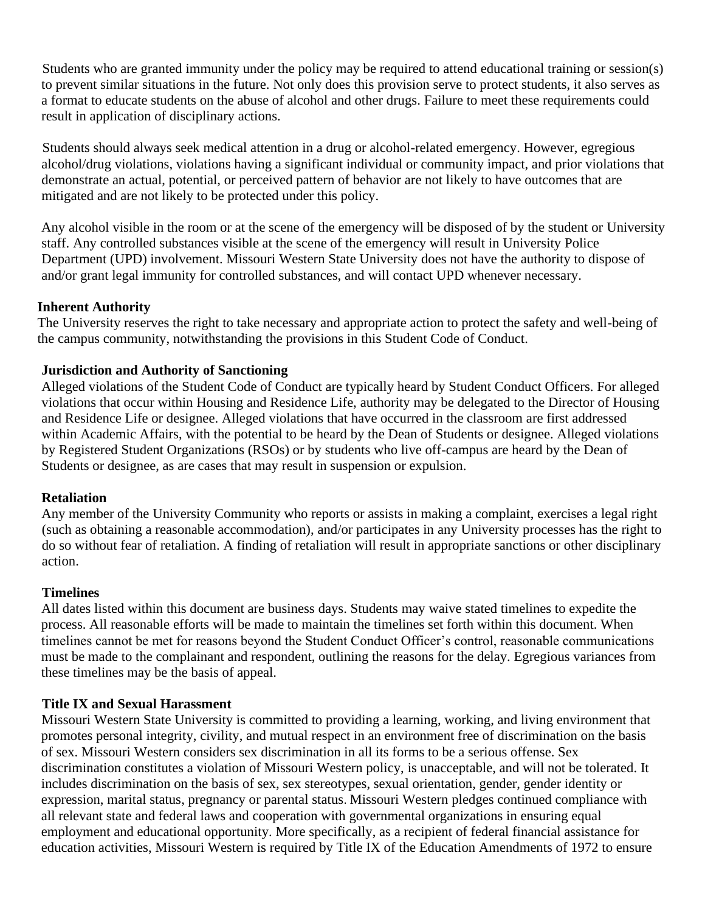Students who are granted immunity under the policy may be required to attend educational training or session(s) to prevent similar situations in the future. Not only does this provision serve to protect students, it also serves as a format to educate students on the abuse of alcohol and other drugs. Failure to meet these requirements could result in application of disciplinary actions.

Students should always seek medical attention in a drug or alcohol-related emergency. However, egregious alcohol/drug violations, violations having a significant individual or community impact, and prior violations that demonstrate an actual, potential, or perceived pattern of behavior are not likely to have outcomes that are mitigated and are not likely to be protected under this policy.

Any alcohol visible in the room or at the scene of the emergency will be disposed of by the student or University staff. Any controlled substances visible at the scene of the emergency will result in University Police Department (UPD) involvement. Missouri Western State University does not have the authority to dispose of and/or grant legal immunity for controlled substances, and will contact UPD whenever necessary.

**Inherent Authority**

The University reserves the right to take necessary and appropriate action to protect the safety and well-being of the campus community, notwithstanding the provisions in this Student Code of Conduct.

**Jurisdiction and Authority of Sanctioning**

Alleged violations of the Student Code of Conduct are typically heard by Student Conduct Officers. For alleged violations that occur within Housing and Residence Life, authority may be delegated to the Director of Housing and Residence Life or designee. Alleged violations that have occurred in the classroom are first addressed within Academic Affairs, with the potential to be heard by the Dean of Students or designee. Alleged violations by Registered Student Organizations (RSOs) or by students who live off-campus are heard by the Dean of Students or designee, as are cases that may result in suspension or expulsion.

**Retaliation**

Any member of the University Community who reports or assists in making a complaint, exercises a legal right (such as obtaining a reasonable accommodation), and/or participates in any University processes has the right to do so without fear of retaliation. A finding of retaliation will result in appropriate sanctions or other disciplinary action.

**Timelines**

All dates listed within this document are business days. Students may waive stated timelines to expedite the process. All reasonable efforts will be made to maintain the timelines set forth within this document. When timelines cannot be met for reasons beyond the Student Conduct Officer's control, reasonable communications must be made to the complainant and respondent, outlining the reasons for the delay. Egregious variances from these timelines may be the basis of appeal.

**Title IX and Sexual Harassment**

Missouri Western State University is committed to providing a learning, working, and living environment that promotes personal integrity, civility, and mutual respect in an environment free of discrimination on the basis of sex. Missouri Western considers sex discrimination in all its forms to be a serious offense. Sex discrimination constitutes a violation of Missouri Western policy, is unacceptable, and will not be tolerated. It includes discrimination on the basis of sex, sex stereotypes, sexual orientation, gender, gender identity or expression, marital status, pregnancy or parental status. Missouri Western pledges continued compliance with all relevant state and federal laws and cooperation with governmental organizations in ensuring equal employment and educational opportunity. More specifically, as a recipient of federal financial assistance for education activities, Missouri Western is required by Title IX of the Education Amendments of 1972 to ensure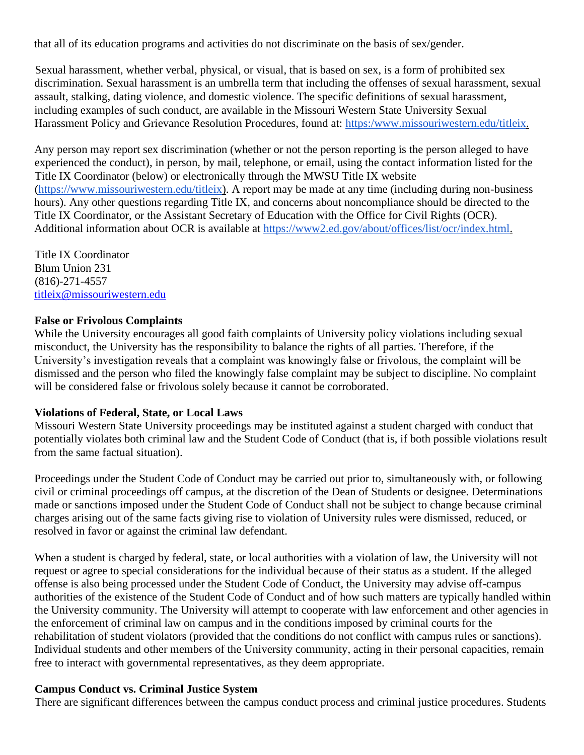that all of its education programs and activities do not discriminate on the basis of sex/gender.

Sexual harassment, whether verbal, physical, or visual, that is based on sex, is a form of prohibited sex discrimination. Sexual harassment is an umbrella term that including the offenses of sexual harassment, sexual assault, stalking, dating violence, and domestic violence. The specific definitions of sexual harassment, including examples of such conduct, are available in the Missouri Western State University Sexual Harassment Policy and Grievance Resolution Procedures, found at: [https:/www.missouriwestern.edu/titleix.](https:/www.missouriwestern.edu/titleix)

Any person may report sex discrimination (whether or not the person reporting is the person alleged to have experienced the conduct), in person, by mail, telephone, or email, using the contact information listed for the Title IX Coordinator (below) or electronically through the MWSU Title IX website ([https://www.missouriwestern.edu/titleix](https://www.missouriwestern.edu/titleix)). A report may be made at any time (including during non-business hours). Any other questions regarding Title IX, and concerns about noncompliance should be directed to the Title IX Coordinator, or the Assistant Secretary of Education with the Office for Civil Rights (OCR). Additional information about OCR is available at [https://www2.ed.gov/about/offices/list/ocr/index.html.](https://www2.ed.gov/about/offices/list/ocr/index.html)

Title IX Coordinator
Blum Union 231
(816)-271-4557
[titleix@missouriwestern.edu](mailto:titleix@missouriwestern.edu)

**False or Frivolous Complaints**
While the University encourages all good faith complaints of University policy violations including sexual misconduct, the University has the responsibility to balance the rights of all parties. Therefore, if the University's investigation reveals that a complaint was knowingly false or frivolous, the complaint will be dismissed and the person who filed the knowingly false complaint may be subject to discipline. No complaint will be considered false or frivolous solely because it cannot be corroborated.

**Violations of Federal, State, or Local Laws**
Missouri Western State University proceedings may be instituted against a student charged with conduct that potentially violates both criminal law and the Student Code of Conduct (that is, if both possible violations result from the same factual situation).

Proceedings under the Student Code of Conduct may be carried out prior to, simultaneously with, or following civil or criminal proceedings off campus, at the discretion of the Dean of Students or designee. Determinations made or sanctions imposed under the Student Code of Conduct shall not be subject to change because criminal charges arising out of the same facts giving rise to violation of University rules were dismissed, reduced, or resolved in favor or against the criminal law defendant.

When a student is charged by federal, state, or local authorities with a violation of law, the University will not request or agree to special considerations for the individual because of their status as a student. If the alleged offense is also being processed under the Student Code of Conduct, the University may advise off-campus authorities of the existence of the Student Code of Conduct and of how such matters are typically handled within the University community. The University will attempt to cooperate with law enforcement and other agencies in the enforcement of criminal law on campus and in the conditions imposed by criminal courts for the rehabilitation of student violators (provided that the conditions do not conflict with campus rules or sanctions). Individual students and other members of the University community, acting in their personal capacities, remain free to interact with governmental representatives, as they deem appropriate.

**Campus Conduct vs. Criminal Justice System**
There are significant differences between the campus conduct process and criminal justice procedures. Students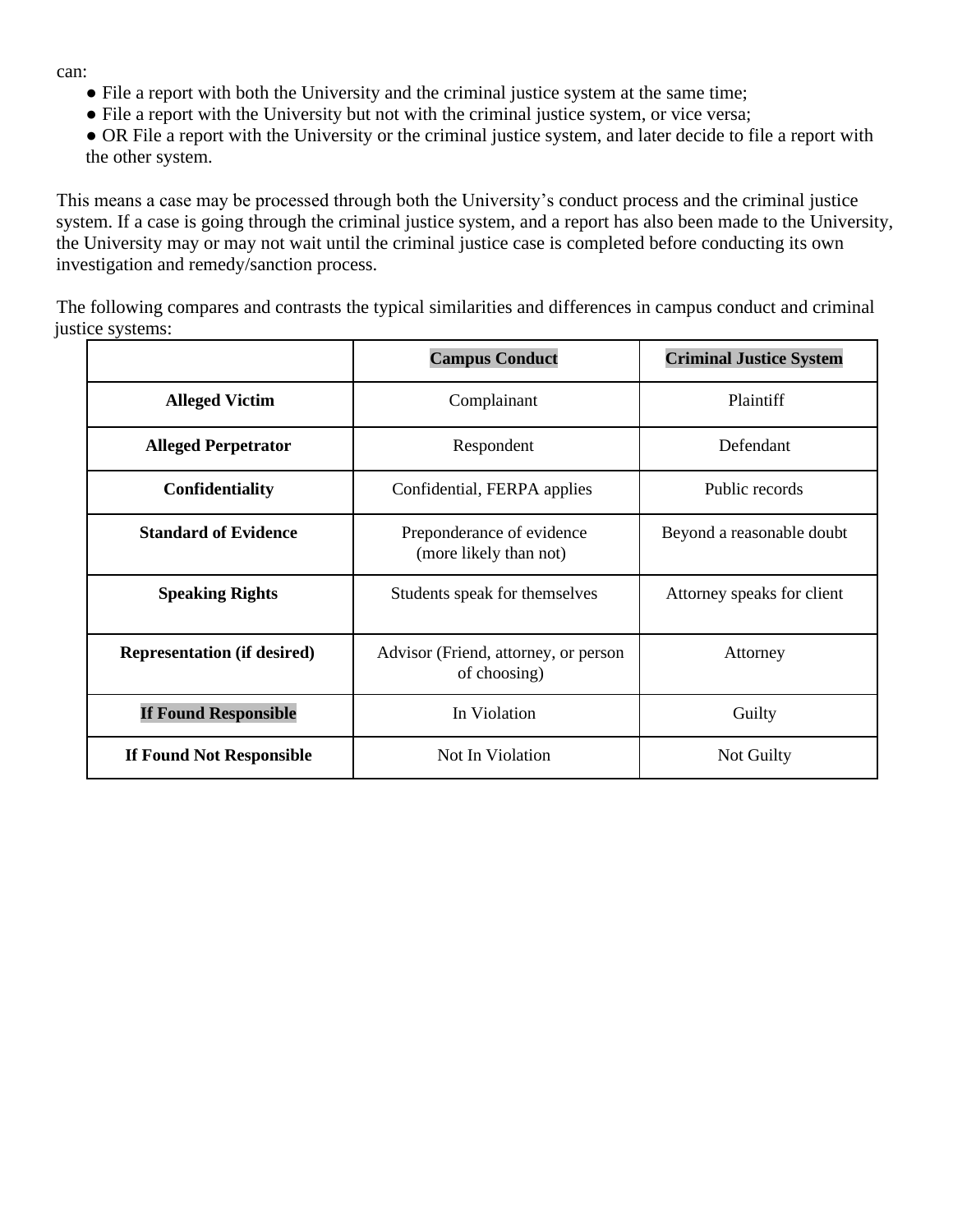can:

- File a report with both the University and the criminal justice system at the same time;
- File a report with the University but not with the criminal justice system, or vice versa;
- OR File a report with the University or the criminal justice system, and later decide to file a report with the other system.

This means a case may be processed through both the University's conduct process and the criminal justice system. If a case is going through the criminal justice system, and a report has also been made to the University, the University may or may not wait until the criminal justice case is completed before conducting its own investigation and remedy/sanction process.

The following compares and contrasts the typical similarities and differences in campus conduct and criminal justice systems:

| | **Campus Conduct** | **Criminal Justice System** |
|---|---|---|
| **Alleged Victim** | Complainant | Plaintiff |
| **Alleged Perpetrator** | Respondent | Defendant |
| **Confidentiality** | Confidential, FERPA applies | Public records |
| **Standard of Evidence** | Preponderance of evidence (more likely than not) | Beyond a reasonable doubt |
| **Speaking Rights** | Students speak for themselves | Attorney speaks for client |
| **Representation (if desired)** | Advisor (Friend, attorney, or person of choosing) | Attorney |
| **If Found Responsible** | In Violation | Guilty |
| **If Found Not Responsible** | Not In Violation | Not Guilty |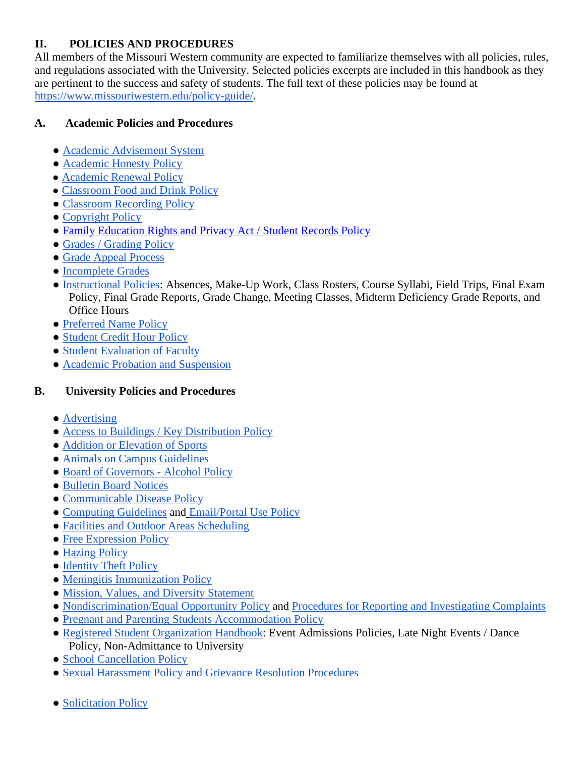## II. POLICIES AND PROCEDURES

All members of the Missouri Western community are expected to familiarize themselves with all policies, rules, and regulations associated with the University. Selected policies excerpts are included in this handbook as they are pertinent to the success and safety of students. The full text of these policies may be found at https://www.missouriwestern.edu/policy-guide/.

### A. Academic Policies and Procedures

- Academic Advisement System
- Academic Honesty Policy
- Academic Renewal Policy
- Classroom Food and Drink Policy
- Classroom Recording Policy
- Copyright Policy
- Family Education Rights and Privacy Act / Student Records Policy
- Grades / Grading Policy
- Grade Appeal Process
- Incomplete Grades
- Instructional Policies: Absences, Make-Up Work, Class Rosters, Course Syllabi, Field Trips, Final Exam Policy, Final Grade Reports, Grade Change, Meeting Classes, Midterm Deficiency Grade Reports, and Office Hours
- Preferred Name Policy
- Student Credit Hour Policy
- Student Evaluation of Faculty
- Academic Probation and Suspension

### B. University Policies and Procedures

- Advertising
- Access to Buildings / Key Distribution Policy
- Addition or Elevation of Sports
- Animals on Campus Guidelines
- Board of Governors - Alcohol Policy
- Bulletin Board Notices
- Communicable Disease Policy
- Computing Guidelines and Email/Portal Use Policy
- Facilities and Outdoor Areas Scheduling
- Free Expression Policy
- Hazing Policy
- Identity Theft Policy
- Meningitis Immunization Policy
- Mission, Values, and Diversity Statement
- Nondiscrimination/Equal Opportunity Policy and Procedures for Reporting and Investigating Complaints
- Pregnant and Parenting Students Accommodation Policy
- Registered Student Organization Handbook: Event Admissions Policies, Late Night Events / Dance Policy, Non-Admittance to University
- School Cancellation Policy
- Sexual Harassment Policy and Grievance Resolution Procedures
- Solicitation Policy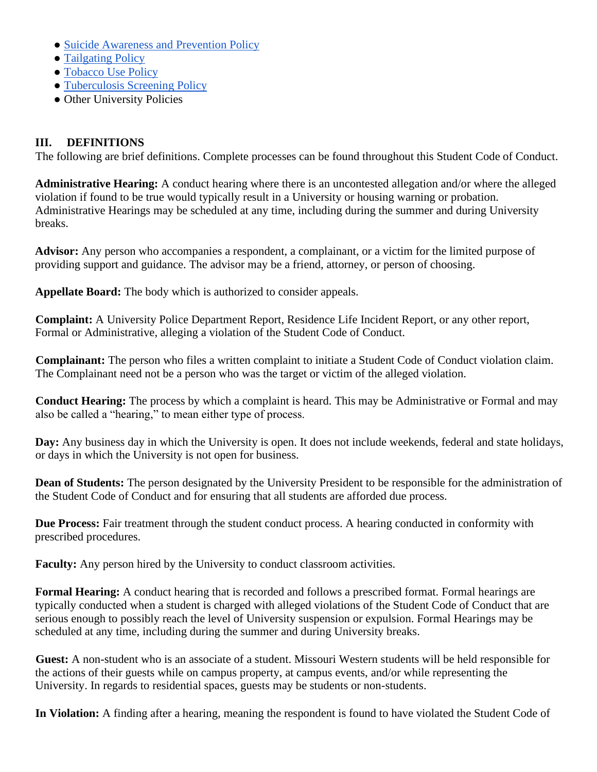- Suicide Awareness and Prevention Policy
- Tailgating Policy
- Tobacco Use Policy
- Tuberculosis Screening Policy
- Other University Policies

## III. DEFINITIONS

The following are brief definitions. Complete processes can be found throughout this Student Code of Conduct.

**Administrative Hearing:** A conduct hearing where there is an uncontested allegation and/or where the alleged violation if found to be true would typically result in a University or housing warning or probation. Administrative Hearings may be scheduled at any time, including during the summer and during University breaks.

**Advisor:** Any person who accompanies a respondent, a complainant, or a victim for the limited purpose of providing support and guidance. The advisor may be a friend, attorney, or person of choosing.

**Appellate Board:** The body which is authorized to consider appeals.

**Complaint:** A University Police Department Report, Residence Life Incident Report, or any other report, Formal or Administrative, alleging a violation of the Student Code of Conduct.

**Complainant:** The person who files a written complaint to initiate a Student Code of Conduct violation claim. The Complainant need not be a person who was the target or victim of the alleged violation.

**Conduct Hearing:** The process by which a complaint is heard. This may be Administrative or Formal and may also be called a "hearing," to mean either type of process.

**Day:** Any business day in which the University is open. It does not include weekends, federal and state holidays, or days in which the University is not open for business.

**Dean of Students:** The person designated by the University President to be responsible for the administration of the Student Code of Conduct and for ensuring that all students are afforded due process.

**Due Process:** Fair treatment through the student conduct process. A hearing conducted in conformity with prescribed procedures.

**Faculty:** Any person hired by the University to conduct classroom activities.

**Formal Hearing:** A conduct hearing that is recorded and follows a prescribed format. Formal hearings are typically conducted when a student is charged with alleged violations of the Student Code of Conduct that are serious enough to possibly reach the level of University suspension or expulsion. Formal Hearings may be scheduled at any time, including during the summer and during University breaks.

**Guest:** A non-student who is an associate of a student. Missouri Western students will be held responsible for the actions of their guests while on campus property, at campus events, and/or while representing the University. In regards to residential spaces, guests may be students or non-students.

**In Violation:** A finding after a hearing, meaning the respondent is found to have violated the Student Code of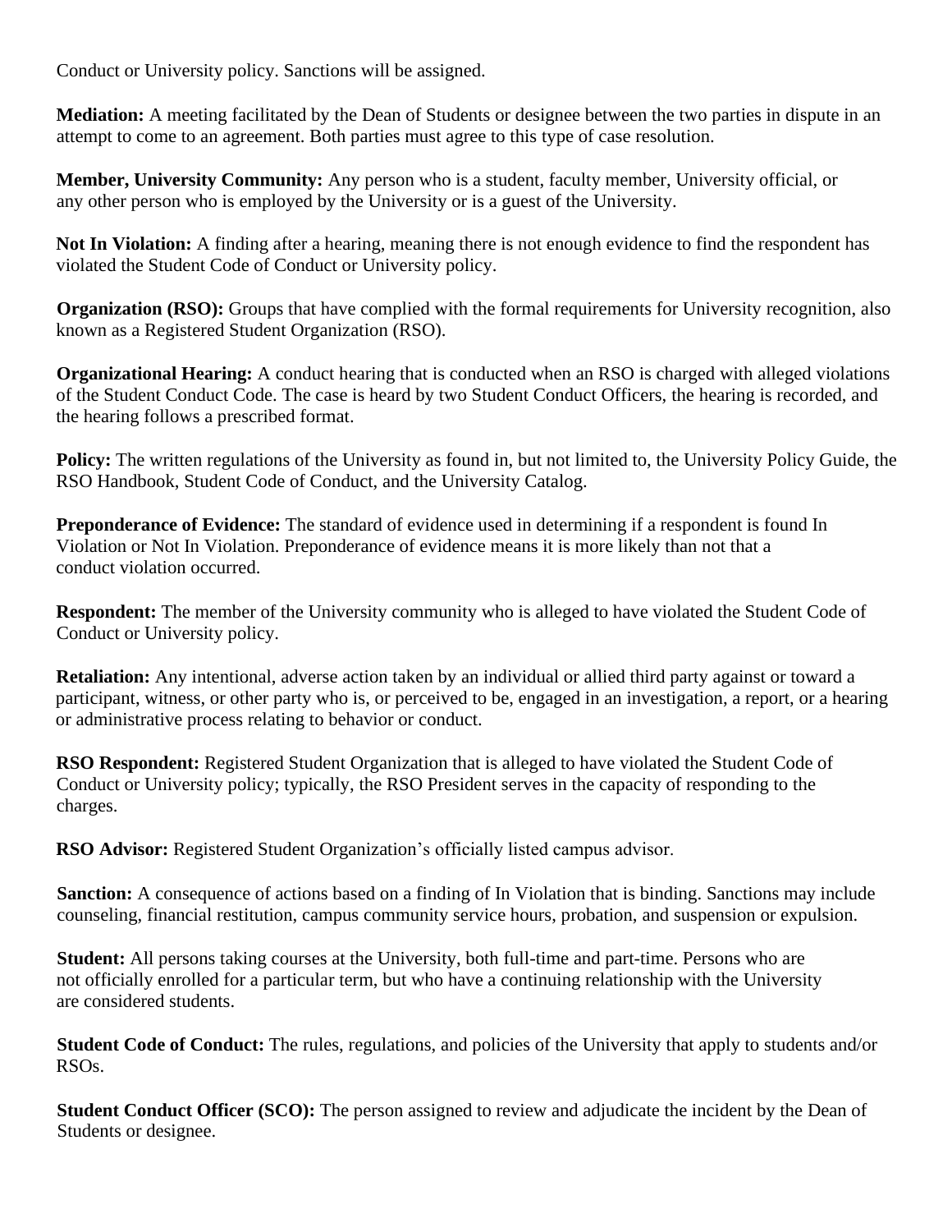Conduct or University policy. Sanctions will be assigned.

**Mediation:** A meeting facilitated by the Dean of Students or designee between the two parties in dispute in an attempt to come to an agreement. Both parties must agree to this type of case resolution.

**Member, University Community:** Any person who is a student, faculty member, University official, or any other person who is employed by the University or is a guest of the University.

**Not In Violation:** A finding after a hearing, meaning there is not enough evidence to find the respondent has violated the Student Code of Conduct or University policy.

**Organization (RSO):** Groups that have complied with the formal requirements for University recognition, also known as a Registered Student Organization (RSO).

**Organizational Hearing:** A conduct hearing that is conducted when an RSO is charged with alleged violations of the Student Conduct Code. The case is heard by two Student Conduct Officers, the hearing is recorded, and the hearing follows a prescribed format.

**Policy:** The written regulations of the University as found in, but not limited to, the University Policy Guide, the RSO Handbook, Student Code of Conduct, and the University Catalog.

**Preponderance of Evidence:** The standard of evidence used in determining if a respondent is found In Violation or Not In Violation. Preponderance of evidence means it is more likely than not that a conduct violation occurred.

**Respondent:** The member of the University community who is alleged to have violated the Student Code of Conduct or University policy.

**Retaliation:** Any intentional, adverse action taken by an individual or allied third party against or toward a participant, witness, or other party who is, or perceived to be, engaged in an investigation, a report, or a hearing or administrative process relating to behavior or conduct.

**RSO Respondent:** Registered Student Organization that is alleged to have violated the Student Code of Conduct or University policy; typically, the RSO President serves in the capacity of responding to the charges.

**RSO Advisor:** Registered Student Organization's officially listed campus advisor.

**Sanction:** A consequence of actions based on a finding of In Violation that is binding. Sanctions may include counseling, financial restitution, campus community service hours, probation, and suspension or expulsion.

**Student:** All persons taking courses at the University, both full-time and part-time. Persons who are not officially enrolled for a particular term, but who have a continuing relationship with the University are considered students.

**Student Code of Conduct:** The rules, regulations, and policies of the University that apply to students and/or RSOs.

**Student Conduct Officer (SCO):** The person assigned to review and adjudicate the incident by the Dean of Students or designee.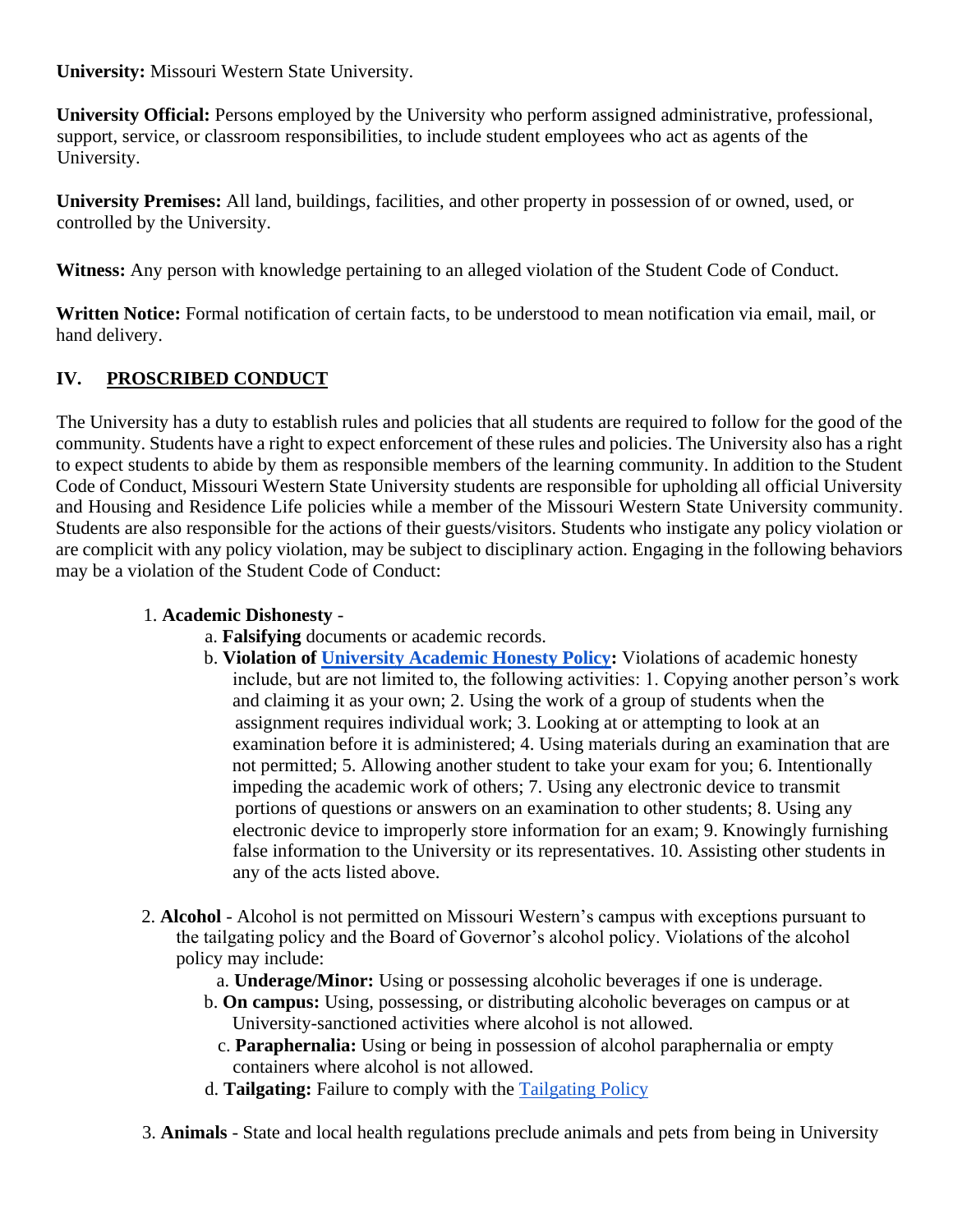**University:** Missouri Western State University.

**University Official:** Persons employed by the University who perform assigned administrative, professional, support, service, or classroom responsibilities, to include student employees who act as agents of the University.

**University Premises:** All land, buildings, facilities, and other property in possession of or owned, used, or controlled by the University.

**Witness:** Any person with knowledge pertaining to an alleged violation of the Student Code of Conduct.

**Written Notice:** Formal notification of certain facts, to be understood to mean notification via email, mail, or hand delivery.

## IV. PROSCRIBED CONDUCT

The University has a duty to establish rules and policies that all students are required to follow for the good of the community. Students have a right to expect enforcement of these rules and policies. The University also has a right to expect students to abide by them as responsible members of the learning community. In addition to the Student Code of Conduct, Missouri Western State University students are responsible for upholding all official University and Housing and Residence Life policies while a member of the Missouri Western State University community. Students are also responsible for the actions of their guests/visitors. Students who instigate any policy violation or are complicit with any policy violation, may be subject to disciplinary action. Engaging in the following behaviors may be a violation of the Student Code of Conduct:

1. **Academic Dishonesty** -
   a. **Falsifying** documents or academic records.
   b. **Violation of University Academic Honesty Policy:** Violations of academic honesty include, but are not limited to, the following activities: 1. Copying another person's work and claiming it as your own; 2. Using the work of a group of students when the assignment requires individual work; 3. Looking at or attempting to look at an examination before it is administered; 4. Using materials during an examination that are not permitted; 5. Allowing another student to take your exam for you; 6. Intentionally impeding the academic work of others; 7. Using any electronic device to transmit portions of questions or answers on an examination to other students; 8. Using any electronic device to improperly store information for an exam; 9. Knowingly furnishing false information to the University or its representatives. 10. Assisting other students in any of the acts listed above.

2. **Alcohol** - Alcohol is not permitted on Missouri Western's campus with exceptions pursuant to the tailgating policy and the Board of Governor's alcohol policy. Violations of the alcohol policy may include:
   a. **Underage/Minor:** Using or possessing alcoholic beverages if one is underage.
   b. **On campus:** Using, possessing, or distributing alcoholic beverages on campus or at University-sanctioned activities where alcohol is not allowed.
   c. **Paraphernalia:** Using or being in possession of alcohol paraphernalia or empty containers where alcohol is not allowed.
   d. **Tailgating:** Failure to comply with the Tailgating Policy

3. **Animals** - State and local health regulations preclude animals and pets from being in University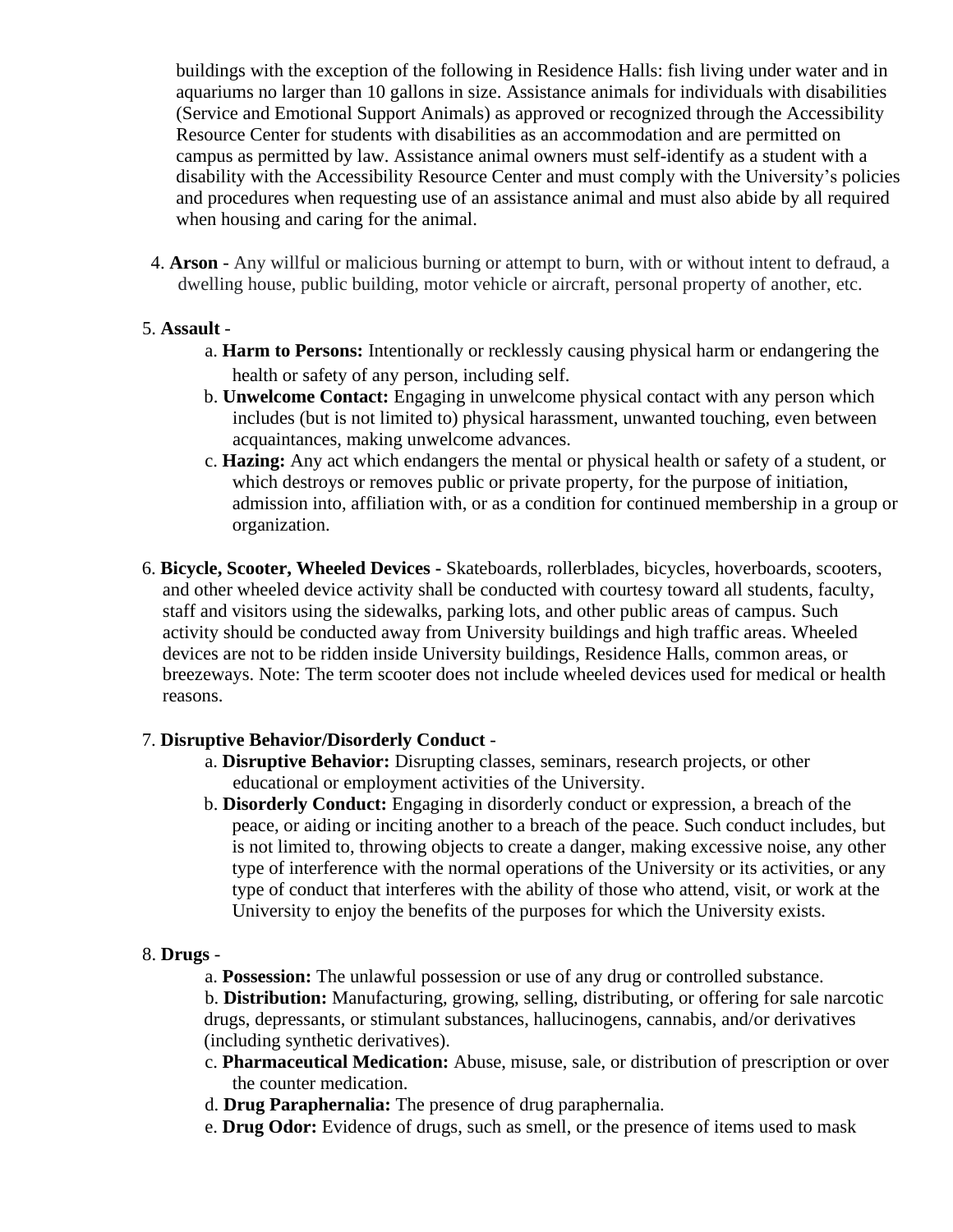buildings with the exception of the following in Residence Halls: fish living under water and in aquariums no larger than 10 gallons in size. Assistance animals for individuals with disabilities (Service and Emotional Support Animals) as approved or recognized through the Accessibility Resource Center for students with disabilities as an accommodation and are permitted on campus as permitted by law. Assistance animal owners must self-identify as a student with a disability with the Accessibility Resource Center and must comply with the University's policies and procedures when requesting use of an assistance animal and must also abide by all required when housing and caring for the animal.

4. **Arson** - Any willful or malicious burning or attempt to burn, with or without intent to defraud, a dwelling house, public building, motor vehicle or aircraft, personal property of another, etc.

5. **Assault** -
   a. **Harm to Persons:** Intentionally or recklessly causing physical harm or endangering the health or safety of any person, including self.
   b. **Unwelcome Contact:** Engaging in unwelcome physical contact with any person which includes (but is not limited to) physical harassment, unwanted touching, even between acquaintances, making unwelcome advances.
   c. **Hazing:** Any act which endangers the mental or physical health or safety of a student, or which destroys or removes public or private property, for the purpose of initiation, admission into, affiliation with, or as a condition for continued membership in a group or organization.

6. **Bicycle, Scooter, Wheeled Devices -** Skateboards, rollerblades, bicycles, hoverboards, scooters, and other wheeled device activity shall be conducted with courtesy toward all students, faculty, staff and visitors using the sidewalks, parking lots, and other public areas of campus. Such activity should be conducted away from University buildings and high traffic areas. Wheeled devices are not to be ridden inside University buildings, Residence Halls, common areas, or breezeways. Note: The term scooter does not include wheeled devices used for medical or health reasons.

7. **Disruptive Behavior/Disorderly Conduct** -
   a. **Disruptive Behavior:** Disrupting classes, seminars, research projects, or other educational or employment activities of the University.
   b. **Disorderly Conduct:** Engaging in disorderly conduct or expression, a breach of the peace, or aiding or inciting another to a breach of the peace. Such conduct includes, but is not limited to, throwing objects to create a danger, making excessive noise, any other type of interference with the normal operations of the University or its activities, or any type of conduct that interferes with the ability of those who attend, visit, or work at the University to enjoy the benefits of the purposes for which the University exists.

8. **Drugs** -
   a. **Possession:** The unlawful possession or use of any drug or controlled substance.
   b. **Distribution:** Manufacturing, growing, selling, distributing, or offering for sale narcotic drugs, depressants, or stimulant substances, hallucinogens, cannabis, and/or derivatives (including synthetic derivatives).
   c. **Pharmaceutical Medication:** Abuse, misuse, sale, or distribution of prescription or over the counter medication.
   d. **Drug Paraphernalia:** The presence of drug paraphernalia.
   e. **Drug Odor:** Evidence of drugs, such as smell, or the presence of items used to mask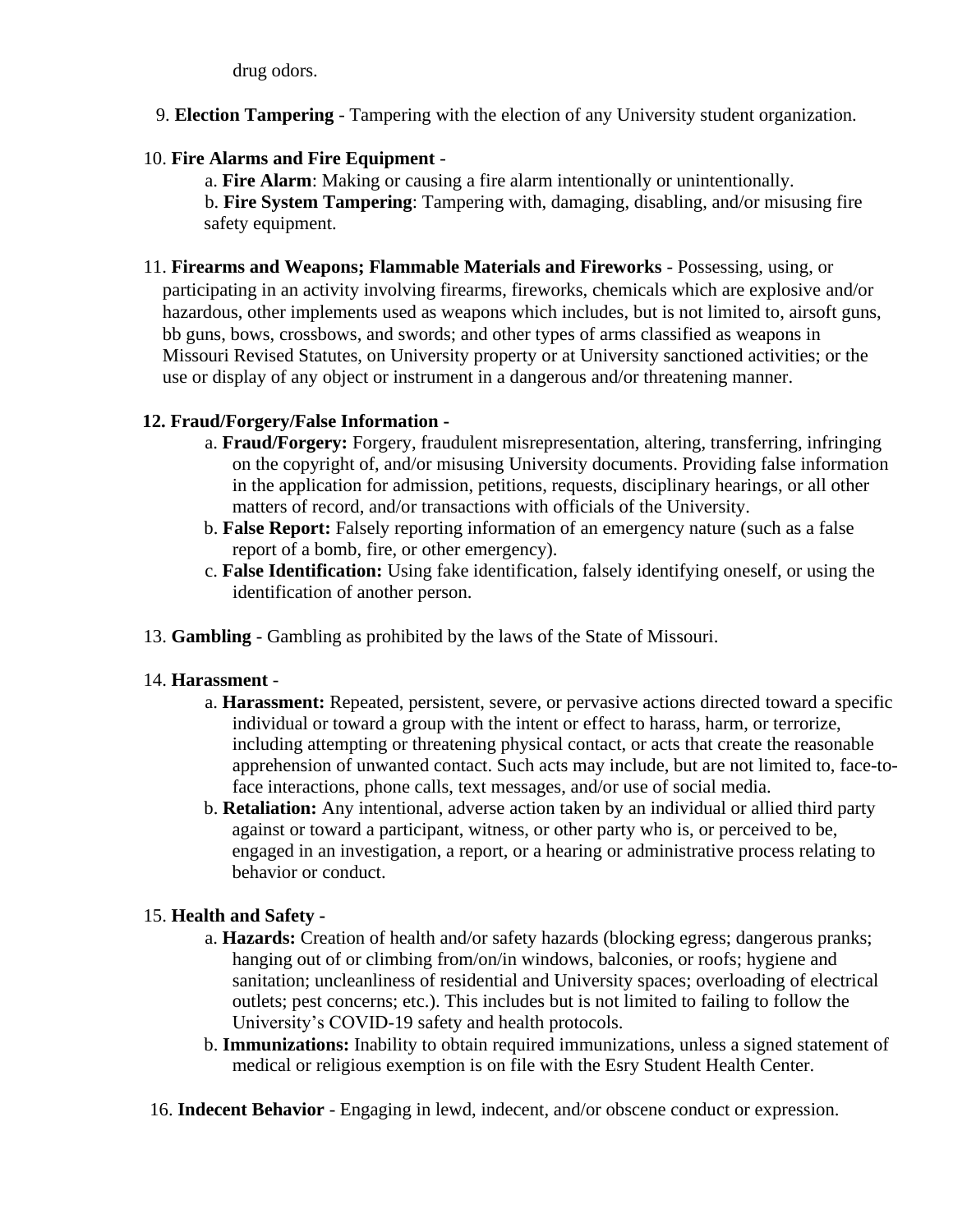drug odors.

9. **Election Tampering** - Tampering with the election of any University student organization.

10. **Fire Alarms and Fire Equipment** -
    a. **Fire Alarm**: Making or causing a fire alarm intentionally or unintentionally.
    b. **Fire System Tampering**: Tampering with, damaging, disabling, and/or misusing fire safety equipment.

11. **Firearms and Weapons; Flammable Materials and Fireworks** - Possessing, using, or participating in an activity involving firearms, fireworks, chemicals which are explosive and/or hazardous, other implements used as weapons which includes, but is not limited to, airsoft guns, bb guns, bows, crossbows, and swords; and other types of arms classified as weapons in Missouri Revised Statutes, on University property or at University sanctioned activities; or the use or display of any object or instrument in a dangerous and/or threatening manner.

12. **Fraud/Forgery/False Information -**
    a. **Fraud/Forgery:** Forgery, fraudulent misrepresentation, altering, transferring, infringing on the copyright of, and/or misusing University documents. Providing false information in the application for admission, petitions, requests, disciplinary hearings, or all other matters of record, and/or transactions with officials of the University.
    b. **False Report:** Falsely reporting information of an emergency nature (such as a false report of a bomb, fire, or other emergency).
    c. **False Identification:** Using fake identification, falsely identifying oneself, or using the identification of another person.

13. **Gambling** - Gambling as prohibited by the laws of the State of Missouri.

14. **Harassment** -
    a. **Harassment:** Repeated, persistent, severe, or pervasive actions directed toward a specific individual or toward a group with the intent or effect to harass, harm, or terrorize, including attempting or threatening physical contact, or acts that create the reasonable apprehension of unwanted contact. Such acts may include, but are not limited to, face-to-face interactions, phone calls, text messages, and/or use of social media.
    b. **Retaliation:** Any intentional, adverse action taken by an individual or allied third party against or toward a participant, witness, or other party who is, or perceived to be, engaged in an investigation, a report, or a hearing or administrative process relating to behavior or conduct.

15. **Health and Safety -**
    a. **Hazards:** Creation of health and/or safety hazards (blocking egress; dangerous pranks; hanging out of or climbing from/on/in windows, balconies, or roofs; hygiene and sanitation; uncleanliness of residential and University spaces; overloading of electrical outlets; pest concerns; etc.). This includes but is not limited to failing to follow the University's COVID-19 safety and health protocols.
    b. **Immunizations:** Inability to obtain required immunizations, unless a signed statement of medical or religious exemption is on file with the Esry Student Health Center.

16. **Indecent Behavior** - Engaging in lewd, indecent, and/or obscene conduct or expression.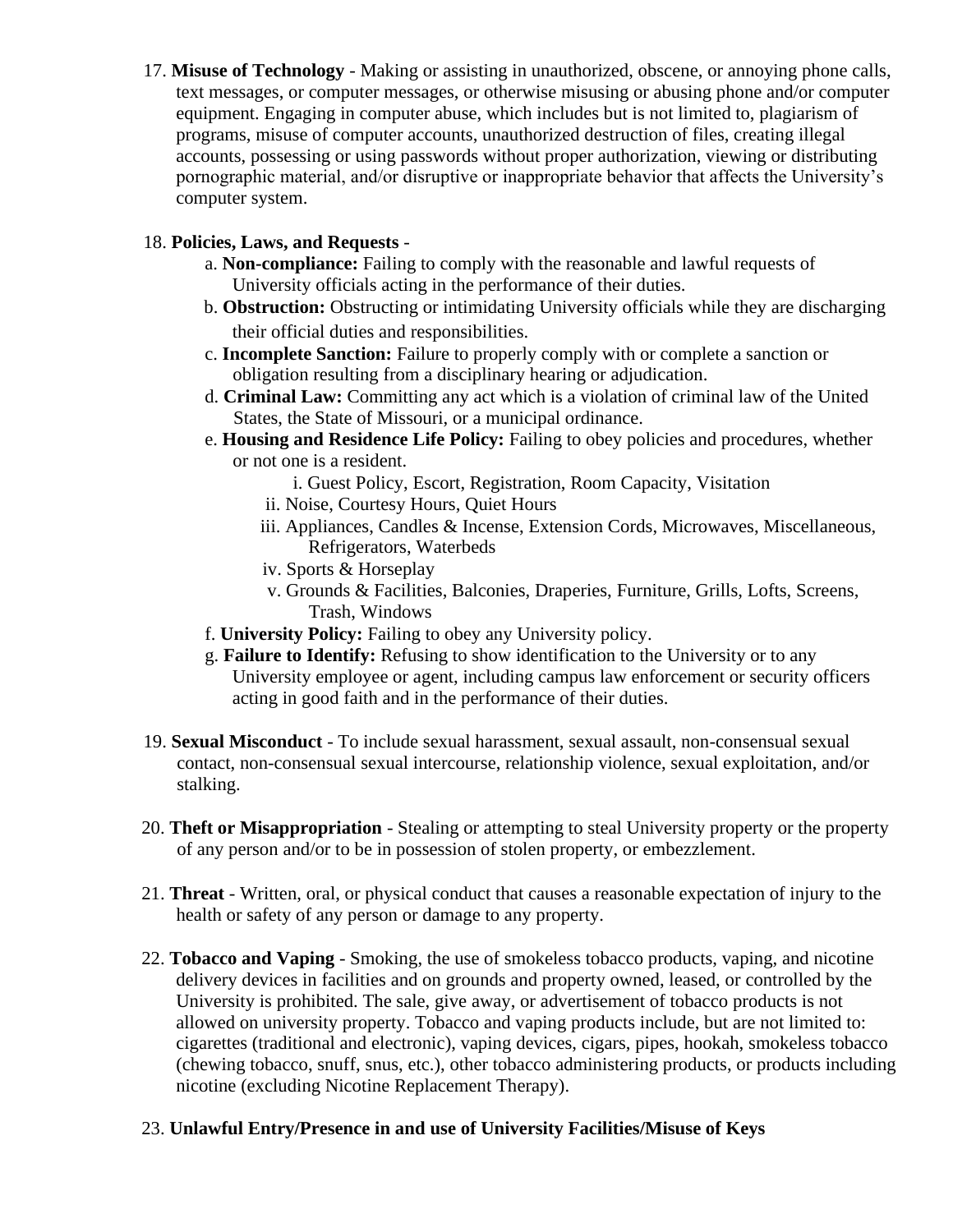17. **Misuse of Technology** - Making or assisting in unauthorized, obscene, or annoying phone calls, text messages, or computer messages, or otherwise misusing or abusing phone and/or computer equipment. Engaging in computer abuse, which includes but is not limited to, plagiarism of programs, misuse of computer accounts, unauthorized destruction of files, creating illegal accounts, possessing or using passwords without proper authorization, viewing or distributing pornographic material, and/or disruptive or inappropriate behavior that affects the University's computer system.

18. **Policies, Laws, and Requests** -
    a. **Non-compliance:** Failing to comply with the reasonable and lawful requests of University officials acting in the performance of their duties.
    b. **Obstruction:** Obstructing or intimidating University officials while they are discharging their official duties and responsibilities.
    c. **Incomplete Sanction:** Failure to properly comply with or complete a sanction or obligation resulting from a disciplinary hearing or adjudication.
    d. **Criminal Law:** Committing any act which is a violation of criminal law of the United States, the State of Missouri, or a municipal ordinance.
    e. **Housing and Residence Life Policy:** Failing to obey policies and procedures, whether or not one is a resident.
        i. Guest Policy, Escort, Registration, Room Capacity, Visitation
        ii. Noise, Courtesy Hours, Quiet Hours
        iii. Appliances, Candles & Incense, Extension Cords, Microwaves, Miscellaneous, Refrigerators, Waterbeds
        iv. Sports & Horseplay
        v. Grounds & Facilities, Balconies, Draperies, Furniture, Grills, Lofts, Screens, Trash, Windows
    f. **University Policy:** Failing to obey any University policy.
    g. **Failure to Identify:** Refusing to show identification to the University or to any University employee or agent, including campus law enforcement or security officers acting in good faith and in the performance of their duties.

19. **Sexual Misconduct** - To include sexual harassment, sexual assault, non-consensual sexual contact, non-consensual sexual intercourse, relationship violence, sexual exploitation, and/or stalking.

20. **Theft or Misappropriation** - Stealing or attempting to steal University property or the property of any person and/or to be in possession of stolen property, or embezzlement.

21. **Threat** - Written, oral, or physical conduct that causes a reasonable expectation of injury to the health or safety of any person or damage to any property.

22. **Tobacco and Vaping** - Smoking, the use of smokeless tobacco products, vaping, and nicotine delivery devices in facilities and on grounds and property owned, leased, or controlled by the University is prohibited. The sale, give away, or advertisement of tobacco products is not allowed on university property. Tobacco and vaping products include, but are not limited to: cigarettes (traditional and electronic), vaping devices, cigars, pipes, hookah, smokeless tobacco (chewing tobacco, snuff, snus, etc.), other tobacco administering products, or products including nicotine (excluding Nicotine Replacement Therapy).

23. **Unlawful Entry/Presence in and use of University Facilities/Misuse of Keys**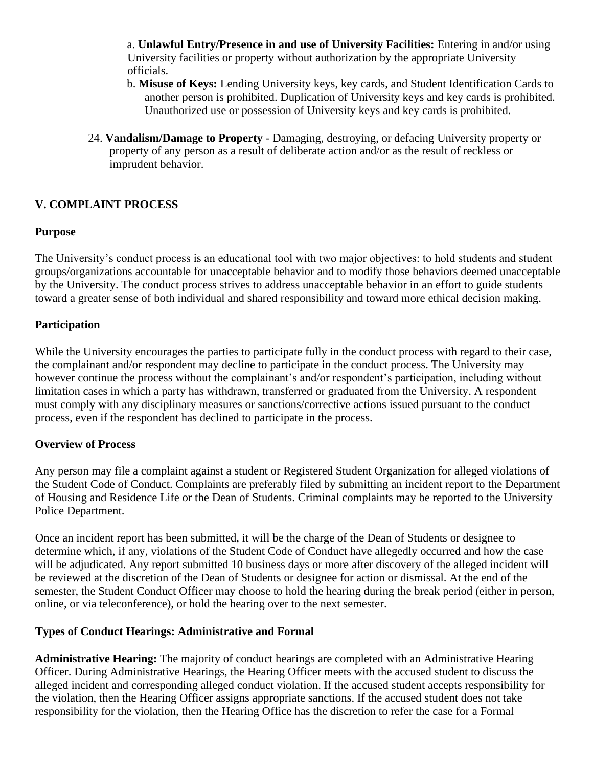a. **Unlawful Entry/Presence in and use of University Facilities:** Entering in and/or using University facilities or property without authorization by the appropriate University officials.

b. **Misuse of Keys:** Lending University keys, key cards, and Student Identification Cards to another person is prohibited. Duplication of University keys and key cards is prohibited. Unauthorized use or possession of University keys and key cards is prohibited.

24. **Vandalism/Damage to Property** - Damaging, destroying, or defacing University property or property of any person as a result of deliberate action and/or as the result of reckless or imprudent behavior.

## V. COMPLAINT PROCESS

### Purpose

The University's conduct process is an educational tool with two major objectives: to hold students and student groups/organizations accountable for unacceptable behavior and to modify those behaviors deemed unacceptable by the University. The conduct process strives to address unacceptable behavior in an effort to guide students toward a greater sense of both individual and shared responsibility and toward more ethical decision making.

### Participation

While the University encourages the parties to participate fully in the conduct process with regard to their case, the complainant and/or respondent may decline to participate in the conduct process. The University may however continue the process without the complainant's and/or respondent's participation, including without limitation cases in which a party has withdrawn, transferred or graduated from the University. A respondent must comply with any disciplinary measures or sanctions/corrective actions issued pursuant to the conduct process, even if the respondent has declined to participate in the process.

### Overview of Process

Any person may file a complaint against a student or Registered Student Organization for alleged violations of the Student Code of Conduct. Complaints are preferably filed by submitting an incident report to the Department of Housing and Residence Life or the Dean of Students. Criminal complaints may be reported to the University Police Department.

Once an incident report has been submitted, it will be the charge of the Dean of Students or designee to determine which, if any, violations of the Student Code of Conduct have allegedly occurred and how the case will be adjudicated. Any report submitted 10 business days or more after discovery of the alleged incident will be reviewed at the discretion of the Dean of Students or designee for action or dismissal. At the end of the semester, the Student Conduct Officer may choose to hold the hearing during the break period (either in person, online, or via teleconference), or hold the hearing over to the next semester.

### Types of Conduct Hearings: Administrative and Formal

**Administrative Hearing:** The majority of conduct hearings are completed with an Administrative Hearing Officer. During Administrative Hearings, the Hearing Officer meets with the accused student to discuss the alleged incident and corresponding alleged conduct violation. If the accused student accepts responsibility for the violation, then the Hearing Officer assigns appropriate sanctions. If the accused student does not take responsibility for the violation, then the Hearing Office has the discretion to refer the case for a Formal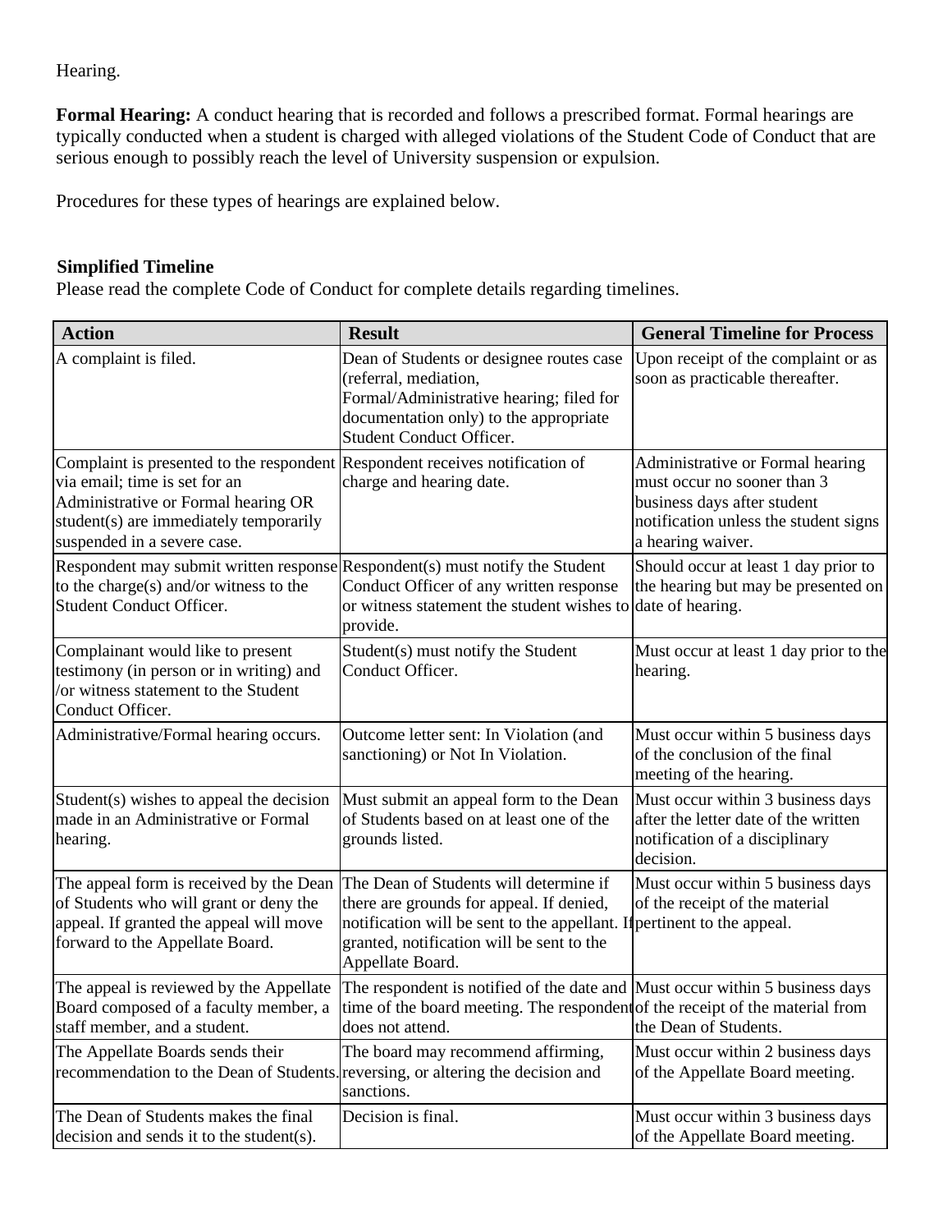Hearing.

**Formal Hearing:** A conduct hearing that is recorded and follows a prescribed format. Formal hearings are typically conducted when a student is charged with alleged violations of the Student Code of Conduct that are serious enough to possibly reach the level of University suspension or expulsion.

Procedures for these types of hearings are explained below.

**Simplified Timeline**

Please read the complete Code of Conduct for complete details regarding timelines.

| Action | Result | General Timeline for Process |
|---|---|---|
| A complaint is filed. | Dean of Students or designee routes case (referral, mediation, Formal/Administrative hearing; filed for documentation only) to the appropriate Student Conduct Officer. | Upon receipt of the complaint or as soon as practicable thereafter. |
| Complaint is presented to the respondent via email; time is set for an Administrative or Formal hearing OR student(s) are immediately temporarily suspended in a severe case. | Respondent receives notification of charge and hearing date. | Administrative or Formal hearing must occur no sooner than 3 business days after student notification unless the student signs a hearing waiver. |
| Respondent may submit written response to the charge(s) and/or witness to the Student Conduct Officer. | Respondent(s) must notify the Student Conduct Officer of any written response or witness statement the student wishes to provide. | Should occur at least 1 day prior to the hearing but may be presented on date of hearing. |
| Complainant would like to present testimony (in person or in writing) and /or witness statement to the Student Conduct Officer. | Student(s) must notify the Student Conduct Officer. | Must occur at least 1 day prior to the hearing. |
| Administrative/Formal hearing occurs. | Outcome letter sent: In Violation (and sanctioning) or Not In Violation. | Must occur within 5 business days of the conclusion of the final meeting of the hearing. |
| Student(s) wishes to appeal the decision made in an Administrative or Formal hearing. | Must submit an appeal form to the Dean of Students based on at least one of the grounds listed. | Must occur within 3 business days after the letter date of the written notification of a disciplinary decision. |
| The appeal form is received by the Dean of Students who will grant or deny the appeal. If granted the appeal will move forward to the Appellate Board. | The Dean of Students will determine if there are grounds for appeal. If denied, notification will be sent to the appellant. If granted, notification will be sent to the Appellate Board. | Must occur within 5 business days of the receipt of the material pertinent to the appeal. |
| The appeal is reviewed by the Appellate Board composed of a faculty member, a staff member, and a student. | The respondent is notified of the date and time of the board meeting. The respondent does not attend. | Must occur within 5 business days of the receipt of the material from the Dean of Students. |
| The Appellate Boards sends their recommendation to the Dean of Students. | The board may recommend affirming, reversing, or altering the decision and sanctions. | Must occur within 2 business days of the Appellate Board meeting. |
| The Dean of Students makes the final decision and sends it to the student(s). | Decision is final. | Must occur within 3 business days of the Appellate Board meeting. |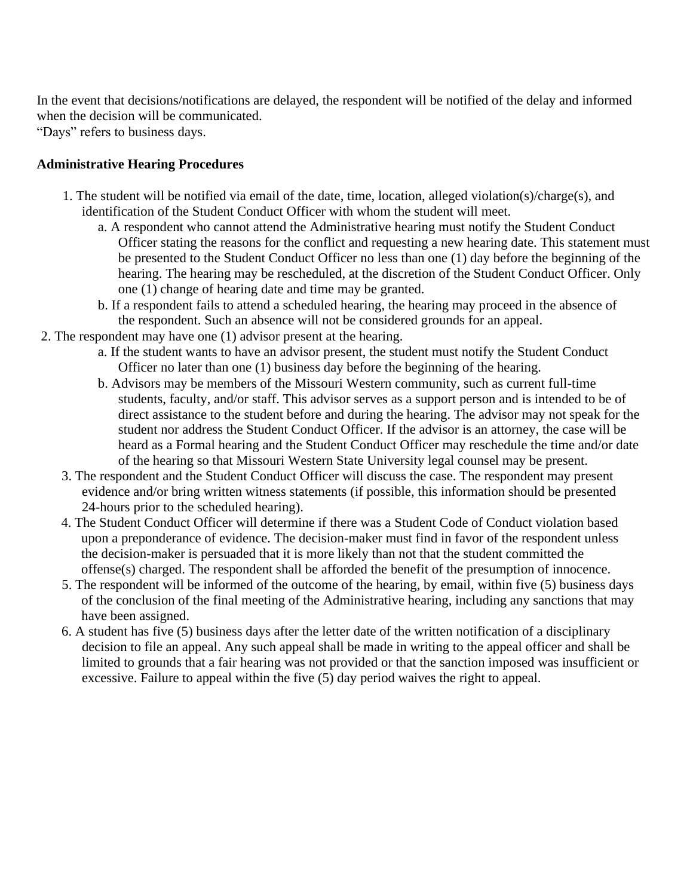In the event that decisions/notifications are delayed, the respondent will be notified of the delay and informed when the decision will be communicated.
"Days" refers to business days.

**Administrative Hearing Procedures**

1. The student will be notified via email of the date, time, location, alleged violation(s)/charge(s), and identification of the Student Conduct Officer with whom the student will meet.
   a. A respondent who cannot attend the Administrative hearing must notify the Student Conduct Officer stating the reasons for the conflict and requesting a new hearing date. This statement must be presented to the Student Conduct Officer no less than one (1) day before the beginning of the hearing. The hearing may be rescheduled, at the discretion of the Student Conduct Officer. Only one (1) change of hearing date and time may be granted.
   b. If a respondent fails to attend a scheduled hearing, the hearing may proceed in the absence of the respondent. Such an absence will not be considered grounds for an appeal.
2. The respondent may have one (1) advisor present at the hearing.
   a. If the student wants to have an advisor present, the student must notify the Student Conduct Officer no later than one (1) business day before the beginning of the hearing.
   b. Advisors may be members of the Missouri Western community, such as current full-time students, faculty, and/or staff. This advisor serves as a support person and is intended to be of direct assistance to the student before and during the hearing. The advisor may not speak for the student nor address the Student Conduct Officer. If the advisor is an attorney, the case will be heard as a Formal hearing and the Student Conduct Officer may reschedule the time and/or date of the hearing so that Missouri Western State University legal counsel may be present.
3. The respondent and the Student Conduct Officer will discuss the case. The respondent may present evidence and/or bring written witness statements (if possible, this information should be presented 24-hours prior to the scheduled hearing).
4. The Student Conduct Officer will determine if there was a Student Code of Conduct violation based upon a preponderance of evidence. The decision-maker must find in favor of the respondent unless the decision-maker is persuaded that it is more likely than not that the student committed the offense(s) charged. The respondent shall be afforded the benefit of the presumption of innocence.
5. The respondent will be informed of the outcome of the hearing, by email, within five (5) business days of the conclusion of the final meeting of the Administrative hearing, including any sanctions that may have been assigned.
6. A student has five (5) business days after the letter date of the written notification of a disciplinary decision to file an appeal. Any such appeal shall be made in writing to the appeal officer and shall be limited to grounds that a fair hearing was not provided or that the sanction imposed was insufficient or excessive. Failure to appeal within the five (5) day period waives the right to appeal.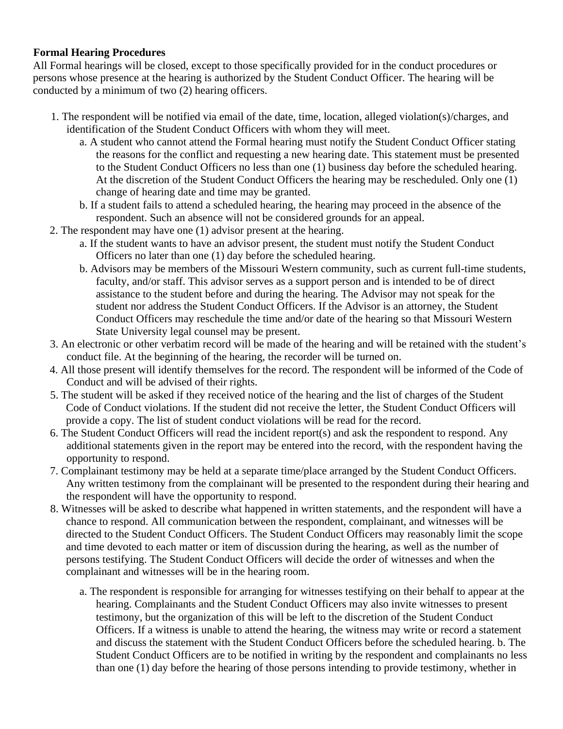**Formal Hearing Procedures**

All Formal hearings will be closed, except to those specifically provided for in the conduct procedures or persons whose presence at the hearing is authorized by the Student Conduct Officer. The hearing will be conducted by a minimum of two (2) hearing officers.

1. The respondent will be notified via email of the date, time, location, alleged violation(s)/charges, and identification of the Student Conduct Officers with whom they will meet.
   a. A student who cannot attend the Formal hearing must notify the Student Conduct Officer stating the reasons for the conflict and requesting a new hearing date. This statement must be presented to the Student Conduct Officers no less than one (1) business day before the scheduled hearing. At the discretion of the Student Conduct Officers the hearing may be rescheduled. Only one (1) change of hearing date and time may be granted.
   b. If a student fails to attend a scheduled hearing, the hearing may proceed in the absence of the respondent. Such an absence will not be considered grounds for an appeal.
2. The respondent may have one (1) advisor present at the hearing.
   a. If the student wants to have an advisor present, the student must notify the Student Conduct Officers no later than one (1) day before the scheduled hearing.
   b. Advisors may be members of the Missouri Western community, such as current full-time students, faculty, and/or staff. This advisor serves as a support person and is intended to be of direct assistance to the student before and during the hearing. The Advisor may not speak for the student nor address the Student Conduct Officers. If the Advisor is an attorney, the Student Conduct Officers may reschedule the time and/or date of the hearing so that Missouri Western State University legal counsel may be present.
3. An electronic or other verbatim record will be made of the hearing and will be retained with the student's conduct file. At the beginning of the hearing, the recorder will be turned on.
4. All those present will identify themselves for the record. The respondent will be informed of the Code of Conduct and will be advised of their rights.
5. The student will be asked if they received notice of the hearing and the list of charges of the Student Code of Conduct violations. If the student did not receive the letter, the Student Conduct Officers will provide a copy. The list of student conduct violations will be read for the record.
6. The Student Conduct Officers will read the incident report(s) and ask the respondent to respond. Any additional statements given in the report may be entered into the record, with the respondent having the opportunity to respond.
7. Complainant testimony may be held at a separate time/place arranged by the Student Conduct Officers. Any written testimony from the complainant will be presented to the respondent during their hearing and the respondent will have the opportunity to respond.
8. Witnesses will be asked to describe what happened in written statements, and the respondent will have a chance to respond. All communication between the respondent, complainant, and witnesses will be directed to the Student Conduct Officers. The Student Conduct Officers may reasonably limit the scope and time devoted to each matter or item of discussion during the hearing, as well as the number of persons testifying. The Student Conduct Officers will decide the order of witnesses and when the complainant and witnesses will be in the hearing room.

   a. The respondent is responsible for arranging for witnesses testifying on their behalf to appear at the hearing. Complainants and the Student Conduct Officers may also invite witnesses to present testimony, but the organization of this will be left to the discretion of the Student Conduct Officers. If a witness is unable to attend the hearing, the witness may write or record a statement and discuss the statement with the Student Conduct Officers before the scheduled hearing. b. The Student Conduct Officers are to be notified in writing by the respondent and complainants no less than one (1) day before the hearing of those persons intending to provide testimony, whether in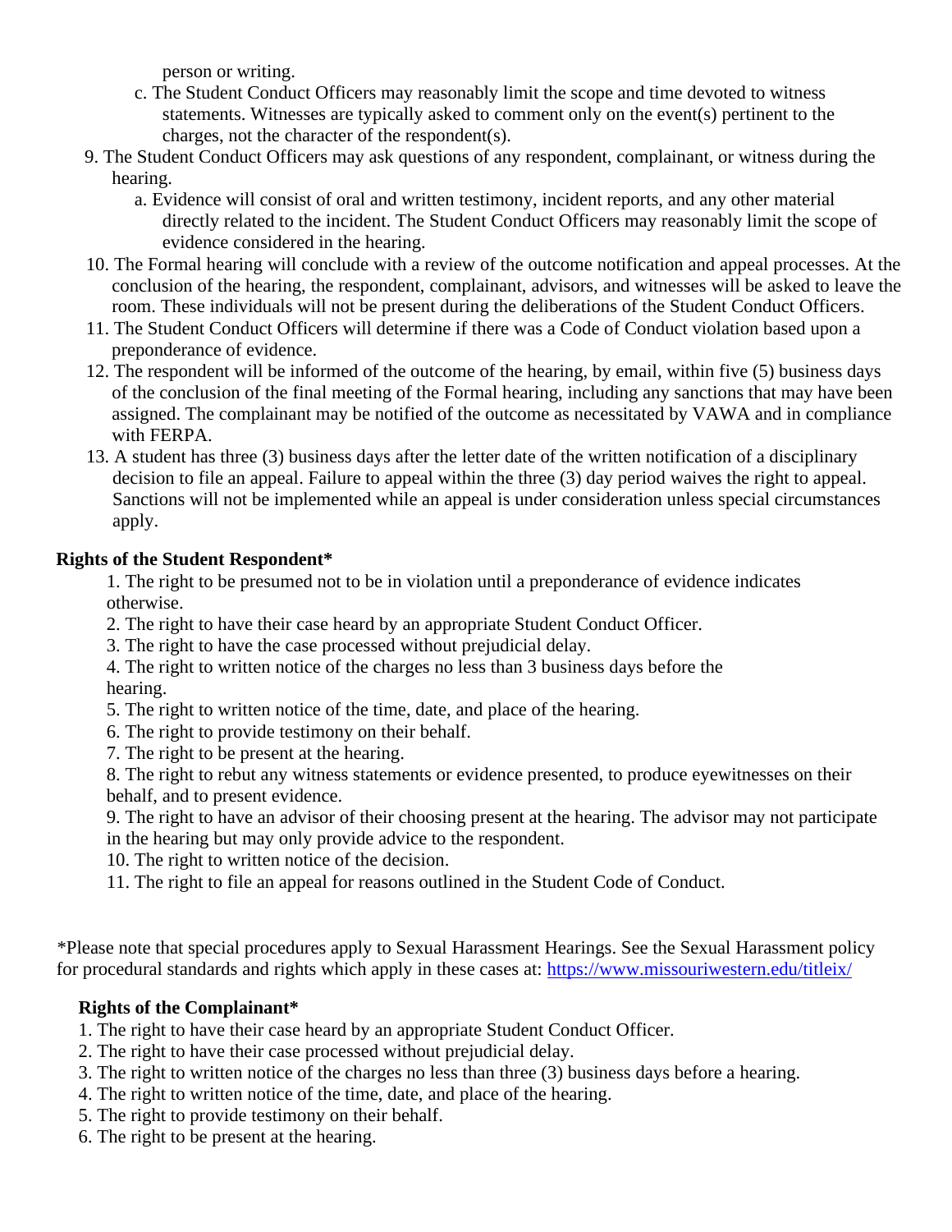person or writing.

c. The Student Conduct Officers may reasonably limit the scope and time devoted to witness statements. Witnesses are typically asked to comment only on the event(s) pertinent to the charges, not the character of the respondent(s).

9. The Student Conduct Officers may ask questions of any respondent, complainant, or witness during the hearing.
   a. Evidence will consist of oral and written testimony, incident reports, and any other material directly related to the incident. The Student Conduct Officers may reasonably limit the scope of evidence considered in the hearing.
10. The Formal hearing will conclude with a review of the outcome notification and appeal processes. At the conclusion of the hearing, the respondent, complainant, advisors, and witnesses will be asked to leave the room. These individuals will not be present during the deliberations of the Student Conduct Officers.
11. The Student Conduct Officers will determine if there was a Code of Conduct violation based upon a preponderance of evidence.
12. The respondent will be informed of the outcome of the hearing, by email, within five (5) business days of the conclusion of the final meeting of the Formal hearing, including any sanctions that may have been assigned. The complainant may be notified of the outcome as necessitated by VAWA and in compliance with FERPA.
13. A student has three (3) business days after the letter date of the written notification of a disciplinary decision to file an appeal. Failure to appeal within the three (3) day period waives the right to appeal. Sanctions will not be implemented while an appeal is under consideration unless special circumstances apply.

**Rights of the Student Respondent***

1. The right to be presumed not to be in violation until a preponderance of evidence indicates otherwise.
2. The right to have their case heard by an appropriate Student Conduct Officer.
3. The right to have the case processed without prejudicial delay.
4. The right to written notice of the charges no less than 3 business days before the hearing.
5. The right to written notice of the time, date, and place of the hearing.
6. The right to provide testimony on their behalf.
7. The right to be present at the hearing.
8. The right to rebut any witness statements or evidence presented, to produce eyewitnesses on their behalf, and to present evidence.
9. The right to have an advisor of their choosing present at the hearing. The advisor may not participate in the hearing but may only provide advice to the respondent.
10. The right to written notice of the decision.
11. The right to file an appeal for reasons outlined in the Student Code of Conduct.

*Please note that special procedures apply to Sexual Harassment Hearings. See the Sexual Harassment policy for procedural standards and rights which apply in these cases at: https://www.missouriwestern.edu/titleix/

**Rights of the Complainant***

1. The right to have their case heard by an appropriate Student Conduct Officer.
2. The right to have their case processed without prejudicial delay.
3. The right to written notice of the charges no less than three (3) business days before a hearing.
4. The right to written notice of the time, date, and place of the hearing.
5. The right to provide testimony on their behalf.
6. The right to be present at the hearing.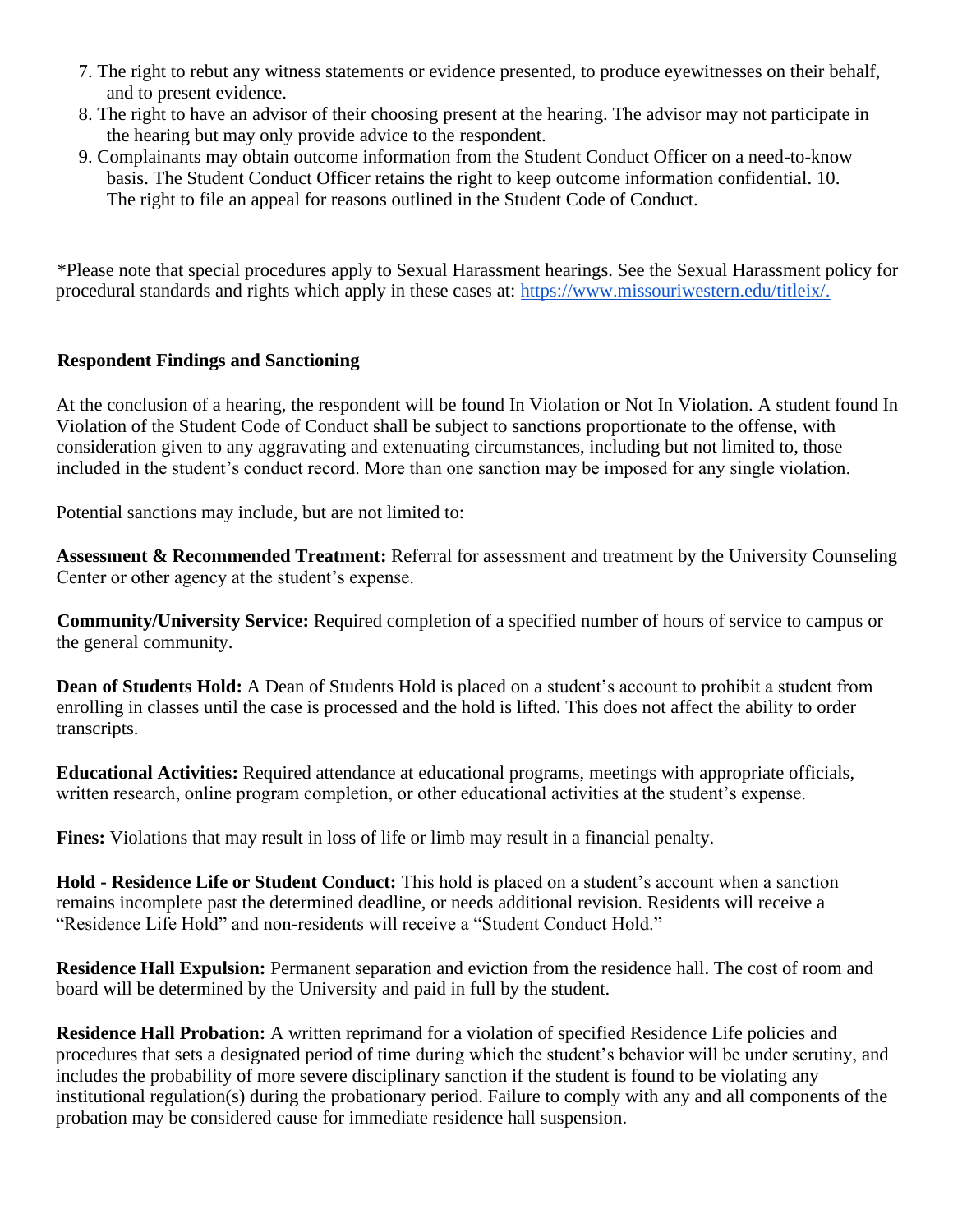7. The right to rebut any witness statements or evidence presented, to produce eyewitnesses on their behalf, and to present evidence.
8. The right to have an advisor of their choosing present at the hearing. The advisor may not participate in the hearing but may only provide advice to the respondent.
9. Complainants may obtain outcome information from the Student Conduct Officer on a need-to-know basis. The Student Conduct Officer retains the right to keep outcome information confidential. 10. The right to file an appeal for reasons outlined in the Student Code of Conduct.

*Please note that special procedures apply to Sexual Harassment hearings. See the Sexual Harassment policy for procedural standards and rights which apply in these cases at: [https://www.missouriwestern.edu/titleix/.](https://www.missouriwestern.edu/titleix/)

**Respondent Findings and Sanctioning**

At the conclusion of a hearing, the respondent will be found In Violation or Not In Violation. A student found In Violation of the Student Code of Conduct shall be subject to sanctions proportionate to the offense, with consideration given to any aggravating and extenuating circumstances, including but not limited to, those included in the student's conduct record. More than one sanction may be imposed for any single violation.

Potential sanctions may include, but are not limited to:

**Assessment & Recommended Treatment:** Referral for assessment and treatment by the University Counseling Center or other agency at the student's expense.

**Community/University Service:** Required completion of a specified number of hours of service to campus or the general community.

**Dean of Students Hold:** A Dean of Students Hold is placed on a student's account to prohibit a student from enrolling in classes until the case is processed and the hold is lifted. This does not affect the ability to order transcripts.

**Educational Activities:** Required attendance at educational programs, meetings with appropriate officials, written research, online program completion, or other educational activities at the student's expense.

**Fines:** Violations that may result in loss of life or limb may result in a financial penalty.

**Hold - Residence Life or Student Conduct:** This hold is placed on a student's account when a sanction remains incomplete past the determined deadline, or needs additional revision. Residents will receive a "Residence Life Hold" and non-residents will receive a "Student Conduct Hold."

**Residence Hall Expulsion:** Permanent separation and eviction from the residence hall. The cost of room and board will be determined by the University and paid in full by the student.

**Residence Hall Probation:** A written reprimand for a violation of specified Residence Life policies and procedures that sets a designated period of time during which the student's behavior will be under scrutiny, and includes the probability of more severe disciplinary sanction if the student is found to be violating any institutional regulation(s) during the probationary period. Failure to comply with any and all components of the probation may be considered cause for immediate residence hall suspension.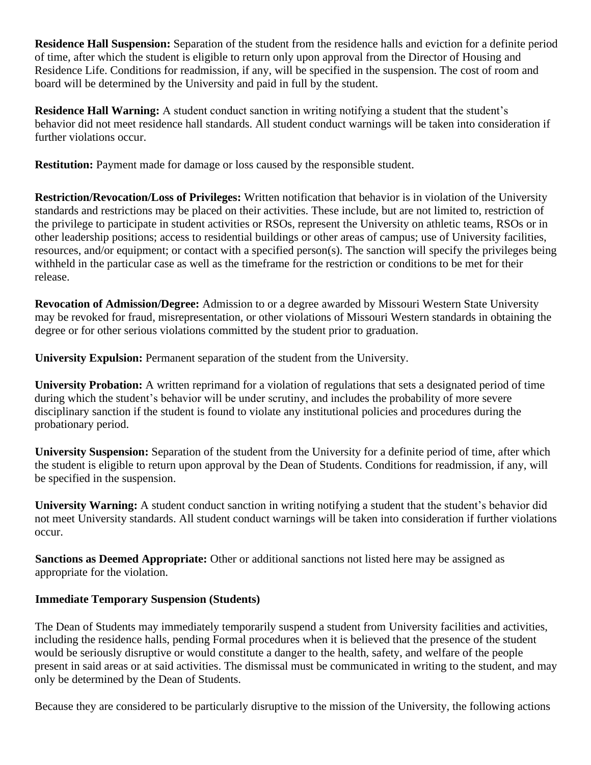**Residence Hall Suspension:** Separation of the student from the residence halls and eviction for a definite period of time, after which the student is eligible to return only upon approval from the Director of Housing and Residence Life. Conditions for readmission, if any, will be specified in the suspension. The cost of room and board will be determined by the University and paid in full by the student.

**Residence Hall Warning:** A student conduct sanction in writing notifying a student that the student's behavior did not meet residence hall standards. All student conduct warnings will be taken into consideration if further violations occur.

**Restitution:** Payment made for damage or loss caused by the responsible student.

**Restriction/Revocation/Loss of Privileges:** Written notification that behavior is in violation of the University standards and restrictions may be placed on their activities. These include, but are not limited to, restriction of the privilege to participate in student activities or RSOs, represent the University on athletic teams, RSOs or in other leadership positions; access to residential buildings or other areas of campus; use of University facilities, resources, and/or equipment; or contact with a specified person(s). The sanction will specify the privileges being withheld in the particular case as well as the timeframe for the restriction or conditions to be met for their release.

**Revocation of Admission/Degree:** Admission to or a degree awarded by Missouri Western State University may be revoked for fraud, misrepresentation, or other violations of Missouri Western standards in obtaining the degree or for other serious violations committed by the student prior to graduation.

**University Expulsion:** Permanent separation of the student from the University.

**University Probation:** A written reprimand for a violation of regulations that sets a designated period of time during which the student's behavior will be under scrutiny, and includes the probability of more severe disciplinary sanction if the student is found to violate any institutional policies and procedures during the probationary period.

**University Suspension:** Separation of the student from the University for a definite period of time, after which the student is eligible to return upon approval by the Dean of Students. Conditions for readmission, if any, will be specified in the suspension.

**University Warning:** A student conduct sanction in writing notifying a student that the student's behavior did not meet University standards. All student conduct warnings will be taken into consideration if further violations occur.

**Sanctions as Deemed Appropriate:** Other or additional sanctions not listed here may be assigned as appropriate for the violation.

**Immediate Temporary Suspension (Students)**

The Dean of Students may immediately temporarily suspend a student from University facilities and activities, including the residence halls, pending Formal procedures when it is believed that the presence of the student would be seriously disruptive or would constitute a danger to the health, safety, and welfare of the people present in said areas or at said activities. The dismissal must be communicated in writing to the student, and may only be determined by the Dean of Students.

Because they are considered to be particularly disruptive to the mission of the University, the following actions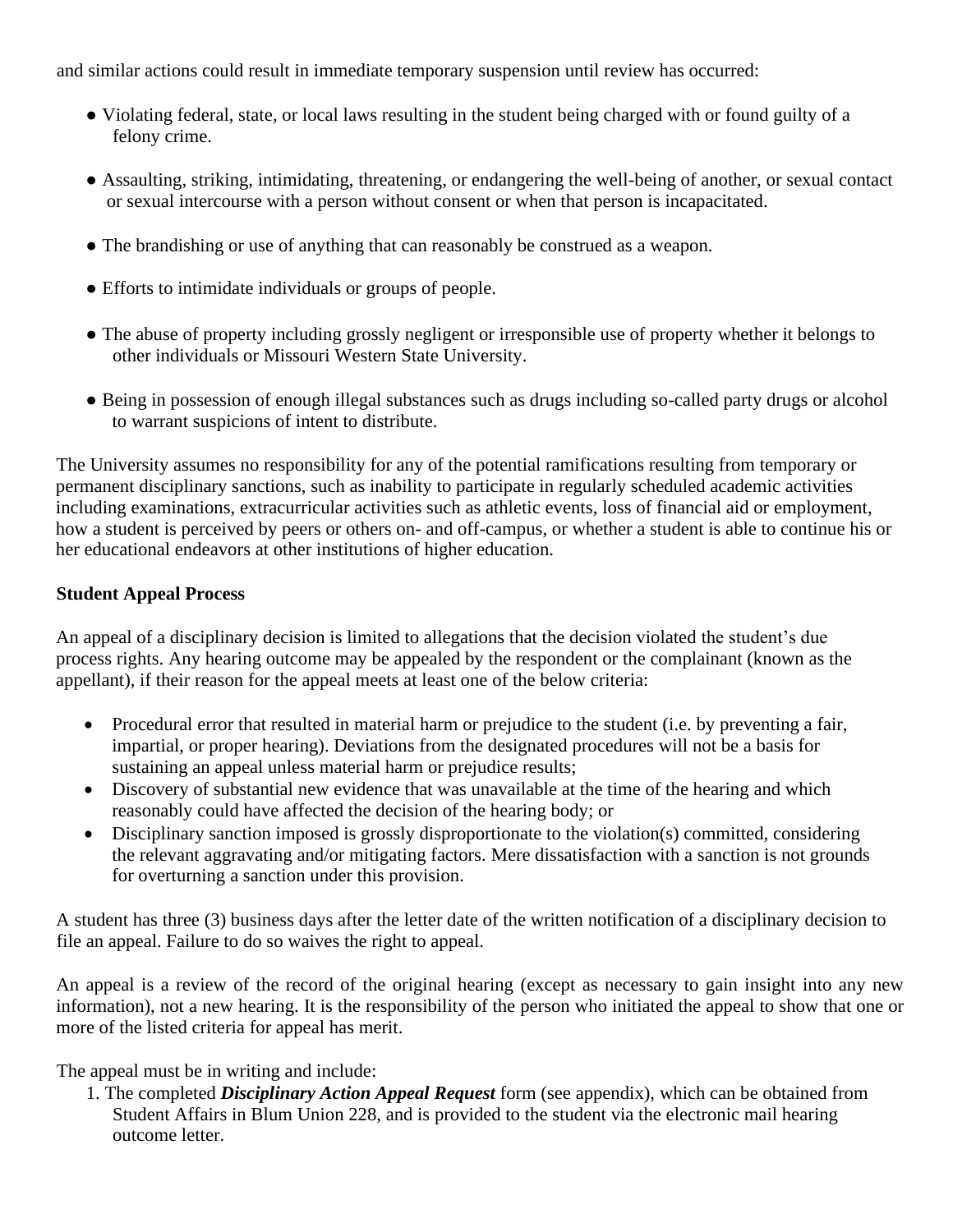and similar actions could result in immediate temporary suspension until review has occurred:

- Violating federal, state, or local laws resulting in the student being charged with or found guilty of a felony crime.
- Assaulting, striking, intimidating, threatening, or endangering the well-being of another, or sexual contact or sexual intercourse with a person without consent or when that person is incapacitated.
- The brandishing or use of anything that can reasonably be construed as a weapon.
- Efforts to intimidate individuals or groups of people.
- The abuse of property including grossly negligent or irresponsible use of property whether it belongs to other individuals or Missouri Western State University.
- Being in possession of enough illegal substances such as drugs including so-called party drugs or alcohol to warrant suspicions of intent to distribute.

The University assumes no responsibility for any of the potential ramifications resulting from temporary or permanent disciplinary sanctions, such as inability to participate in regularly scheduled academic activities including examinations, extracurricular activities such as athletic events, loss of financial aid or employment, how a student is perceived by peers or others on- and off-campus, or whether a student is able to continue his or her educational endeavors at other institutions of higher education.

**Student Appeal Process**

An appeal of a disciplinary decision is limited to allegations that the decision violated the student's due process rights. Any hearing outcome may be appealed by the respondent or the complainant (known as the appellant), if their reason for the appeal meets at least one of the below criteria:

- Procedural error that resulted in material harm or prejudice to the student (i.e. by preventing a fair, impartial, or proper hearing). Deviations from the designated procedures will not be a basis for sustaining an appeal unless material harm or prejudice results;
- Discovery of substantial new evidence that was unavailable at the time of the hearing and which reasonably could have affected the decision of the hearing body; or
- Disciplinary sanction imposed is grossly disproportionate to the violation(s) committed, considering the relevant aggravating and/or mitigating factors. Mere dissatisfaction with a sanction is not grounds for overturning a sanction under this provision.

A student has three (3) business days after the letter date of the written notification of a disciplinary decision to file an appeal. Failure to do so waives the right to appeal.

An appeal is a review of the record of the original hearing (except as necessary to gain insight into any new information), not a new hearing. It is the responsibility of the person who initiated the appeal to show that one or more of the listed criteria for appeal has merit.

The appeal must be in writing and include:

1. The completed ***Disciplinary Action Appeal Request*** form (see appendix), which can be obtained from Student Affairs in Blum Union 228, and is provided to the student via the electronic mail hearing outcome letter.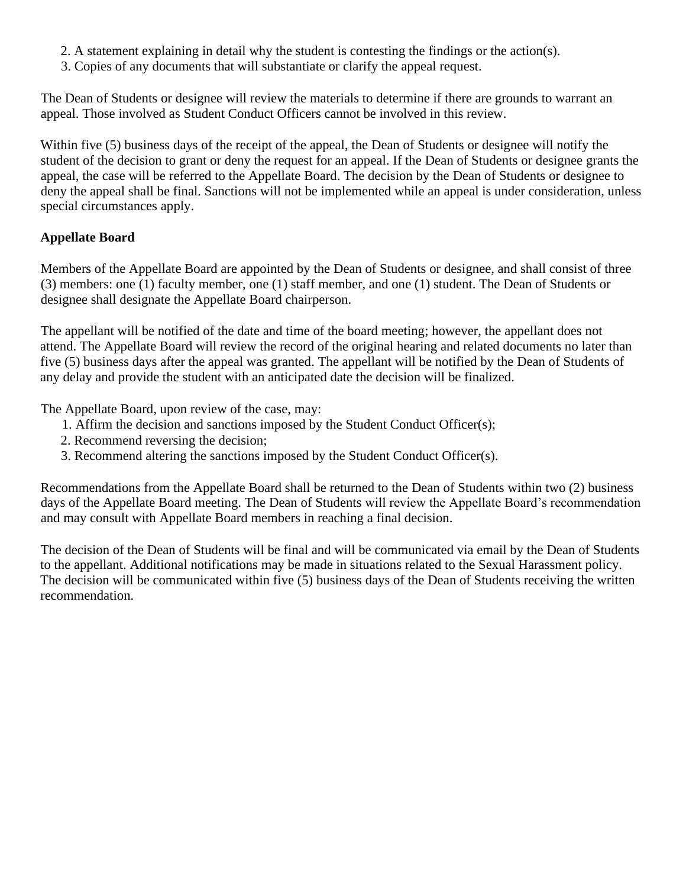2. A statement explaining in detail why the student is contesting the findings or the action(s).
3. Copies of any documents that will substantiate or clarify the appeal request.

The Dean of Students or designee will review the materials to determine if there are grounds to warrant an appeal. Those involved as Student Conduct Officers cannot be involved in this review.

Within five (5) business days of the receipt of the appeal, the Dean of Students or designee will notify the student of the decision to grant or deny the request for an appeal. If the Dean of Students or designee grants the appeal, the case will be referred to the Appellate Board. The decision by the Dean of Students or designee to deny the appeal shall be final. Sanctions will not be implemented while an appeal is under consideration, unless special circumstances apply.

**Appellate Board**

Members of the Appellate Board are appointed by the Dean of Students or designee, and shall consist of three (3) members: one (1) faculty member, one (1) staff member, and one (1) student. The Dean of Students or designee shall designate the Appellate Board chairperson.

The appellant will be notified of the date and time of the board meeting; however, the appellant does not attend. The Appellate Board will review the record of the original hearing and related documents no later than five (5) business days after the appeal was granted. The appellant will be notified by the Dean of Students of any delay and provide the student with an anticipated date the decision will be finalized.

The Appellate Board, upon review of the case, may:

1. Affirm the decision and sanctions imposed by the Student Conduct Officer(s);
2. Recommend reversing the decision;
3. Recommend altering the sanctions imposed by the Student Conduct Officer(s).

Recommendations from the Appellate Board shall be returned to the Dean of Students within two (2) business days of the Appellate Board meeting. The Dean of Students will review the Appellate Board's recommendation and may consult with Appellate Board members in reaching a final decision.

The decision of the Dean of Students will be final and will be communicated via email by the Dean of Students to the appellant. Additional notifications may be made in situations related to the Sexual Harassment policy. The decision will be communicated within five (5) business days of the Dean of Students receiving the written recommendation.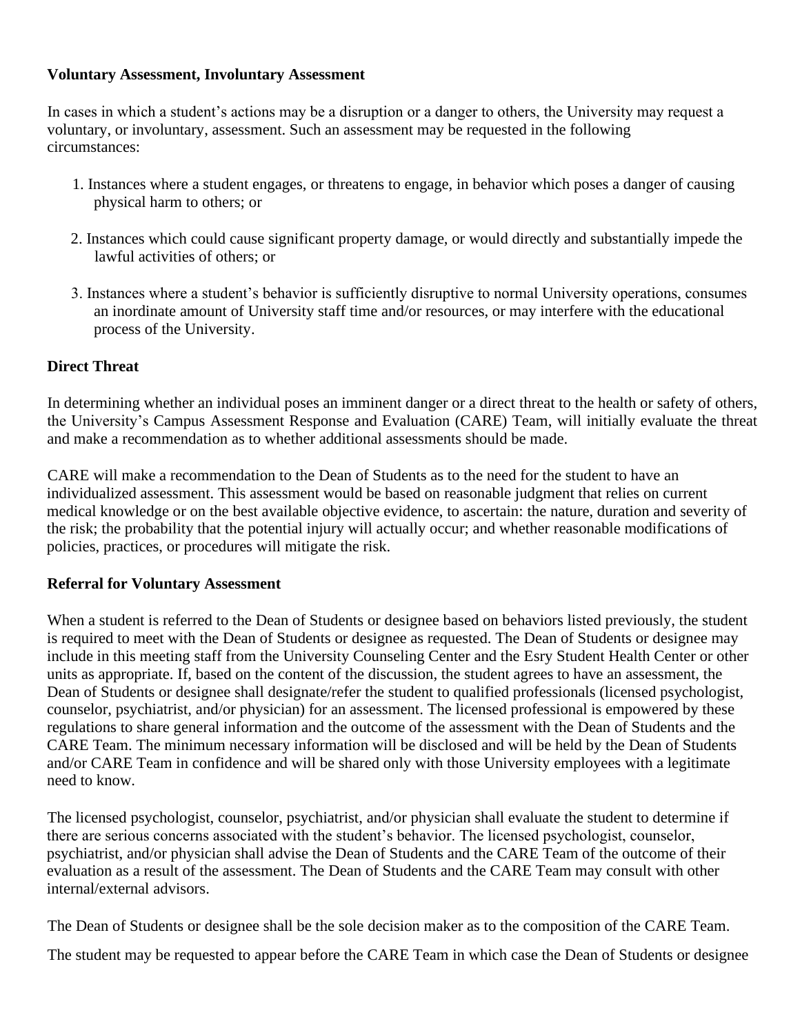**Voluntary Assessment, Involuntary Assessment**

In cases in which a student's actions may be a disruption or a danger to others, the University may request a voluntary, or involuntary, assessment. Such an assessment may be requested in the following circumstances:

1. Instances where a student engages, or threatens to engage, in behavior which poses a danger of causing physical harm to others; or
2. Instances which could cause significant property damage, or would directly and substantially impede the lawful activities of others; or
3. Instances where a student's behavior is sufficiently disruptive to normal University operations, consumes an inordinate amount of University staff time and/or resources, or may interfere with the educational process of the University.

**Direct Threat**

In determining whether an individual poses an imminent danger or a direct threat to the health or safety of others, the University's Campus Assessment Response and Evaluation (CARE) Team, will initially evaluate the threat and make a recommendation as to whether additional assessments should be made.

CARE will make a recommendation to the Dean of Students as to the need for the student to have an individualized assessment. This assessment would be based on reasonable judgment that relies on current medical knowledge or on the best available objective evidence, to ascertain: the nature, duration and severity of the risk; the probability that the potential injury will actually occur; and whether reasonable modifications of policies, practices, or procedures will mitigate the risk.

**Referral for Voluntary Assessment**

When a student is referred to the Dean of Students or designee based on behaviors listed previously, the student is required to meet with the Dean of Students or designee as requested. The Dean of Students or designee may include in this meeting staff from the University Counseling Center and the Esry Student Health Center or other units as appropriate. If, based on the content of the discussion, the student agrees to have an assessment, the Dean of Students or designee shall designate/refer the student to qualified professionals (licensed psychologist, counselor, psychiatrist, and/or physician) for an assessment. The licensed professional is empowered by these regulations to share general information and the outcome of the assessment with the Dean of Students and the CARE Team. The minimum necessary information will be disclosed and will be held by the Dean of Students and/or CARE Team in confidence and will be shared only with those University employees with a legitimate need to know.

The licensed psychologist, counselor, psychiatrist, and/or physician shall evaluate the student to determine if there are serious concerns associated with the student's behavior. The licensed psychologist, counselor, psychiatrist, and/or physician shall advise the Dean of Students and the CARE Team of the outcome of their evaluation as a result of the assessment. The Dean of Students and the CARE Team may consult with other internal/external advisors.

The Dean of Students or designee shall be the sole decision maker as to the composition of the CARE Team.

The student may be requested to appear before the CARE Team in which case the Dean of Students or designee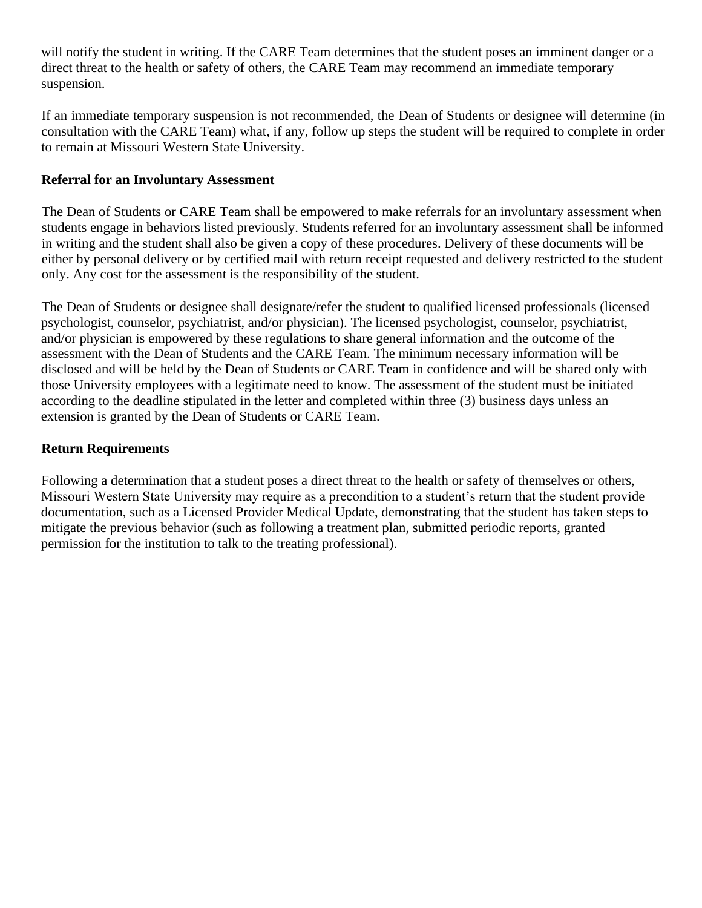will notify the student in writing. If the CARE Team determines that the student poses an imminent danger or a direct threat to the health or safety of others, the CARE Team may recommend an immediate temporary suspension.

If an immediate temporary suspension is not recommended, the Dean of Students or designee will determine (in consultation with the CARE Team) what, if any, follow up steps the student will be required to complete in order to remain at Missouri Western State University.

**Referral for an Involuntary Assessment**

The Dean of Students or CARE Team shall be empowered to make referrals for an involuntary assessment when students engage in behaviors listed previously. Students referred for an involuntary assessment shall be informed in writing and the student shall also be given a copy of these procedures. Delivery of these documents will be either by personal delivery or by certified mail with return receipt requested and delivery restricted to the student only. Any cost for the assessment is the responsibility of the student.

The Dean of Students or designee shall designate/refer the student to qualified licensed professionals (licensed psychologist, counselor, psychiatrist, and/or physician). The licensed psychologist, counselor, psychiatrist, and/or physician is empowered by these regulations to share general information and the outcome of the assessment with the Dean of Students and the CARE Team. The minimum necessary information will be disclosed and will be held by the Dean of Students or CARE Team in confidence and will be shared only with those University employees with a legitimate need to know. The assessment of the student must be initiated according to the deadline stipulated in the letter and completed within three (3) business days unless an extension is granted by the Dean of Students or CARE Team.

**Return Requirements**

Following a determination that a student poses a direct threat to the health or safety of themselves or others, Missouri Western State University may require as a precondition to a student's return that the student provide documentation, such as a Licensed Provider Medical Update, demonstrating that the student has taken steps to mitigate the previous behavior (such as following a treatment plan, submitted periodic reports, granted permission for the institution to talk to the treating professional).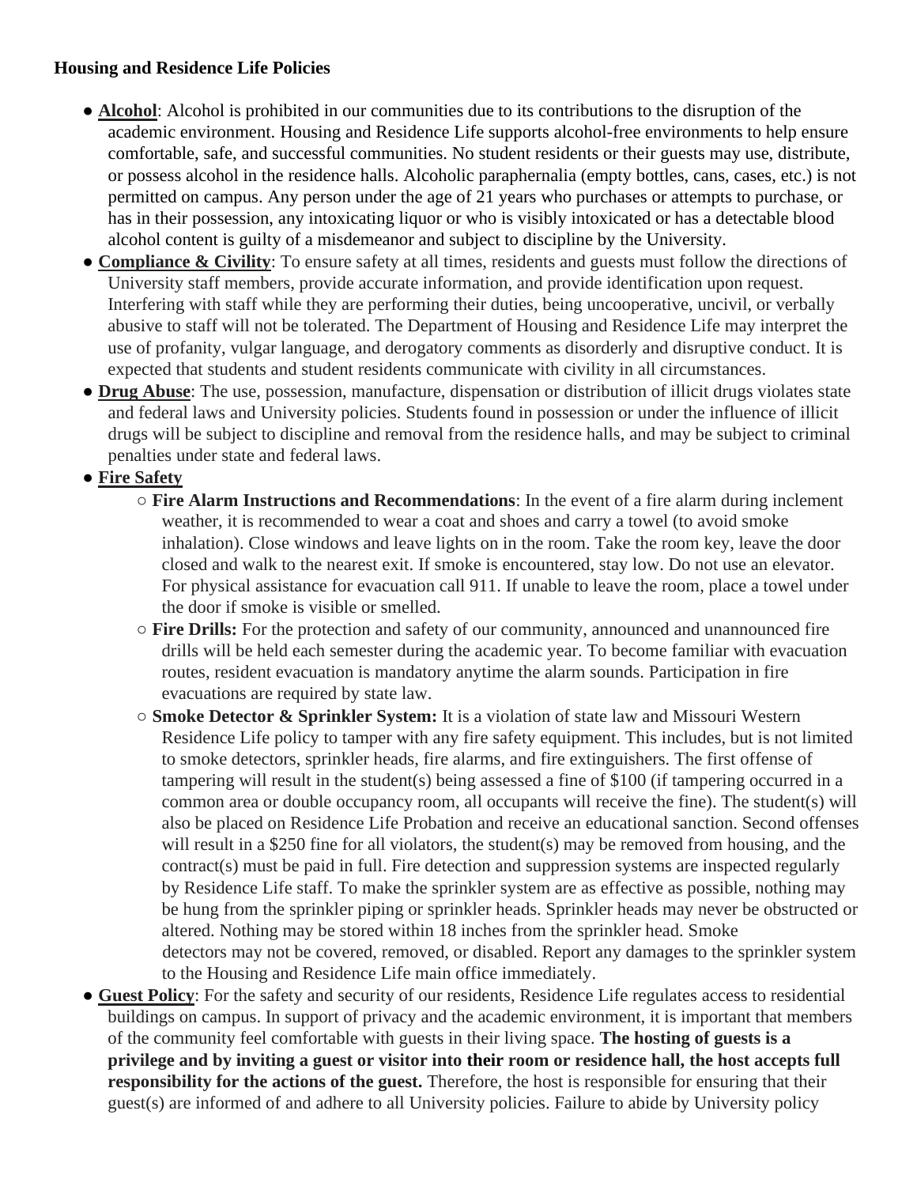**Housing and Residence Life Policies**

- **Alcohol**: Alcohol is prohibited in our communities due to its contributions to the disruption of the academic environment. Housing and Residence Life supports alcohol-free environments to help ensure comfortable, safe, and successful communities. No student residents or their guests may use, distribute, or possess alcohol in the residence halls. Alcoholic paraphernalia (empty bottles, cans, cases, etc.) is not permitted on campus. Any person under the age of 21 years who purchases or attempts to purchase, or has in their possession, any intoxicating liquor or who is visibly intoxicated or has a detectable blood alcohol content is guilty of a misdemeanor and subject to discipline by the University.
- **Compliance & Civility**: To ensure safety at all times, residents and guests must follow the directions of University staff members, provide accurate information, and provide identification upon request. Interfering with staff while they are performing their duties, being uncooperative, uncivil, or verbally abusive to staff will not be tolerated. The Department of Housing and Residence Life may interpret the use of profanity, vulgar language, and derogatory comments as disorderly and disruptive conduct. It is expected that students and student residents communicate with civility in all circumstances.
- **Drug Abuse**: The use, possession, manufacture, dispensation or distribution of illicit drugs violates state and federal laws and University policies. Students found in possession or under the influence of illicit drugs will be subject to discipline and removal from the residence halls, and may be subject to criminal penalties under state and federal laws.
- **Fire Safety**
  - **Fire Alarm Instructions and Recommendations**: In the event of a fire alarm during inclement weather, it is recommended to wear a coat and shoes and carry a towel (to avoid smoke inhalation). Close windows and leave lights on in the room. Take the room key, leave the door closed and walk to the nearest exit. If smoke is encountered, stay low. Do not use an elevator. For physical assistance for evacuation call 911. If unable to leave the room, place a towel under the door if smoke is visible or smelled.
  - **Fire Drills:** For the protection and safety of our community, announced and unannounced fire drills will be held each semester during the academic year. To become familiar with evacuation routes, resident evacuation is mandatory anytime the alarm sounds. Participation in fire evacuations are required by state law.
  - **Smoke Detector & Sprinkler System:** It is a violation of state law and Missouri Western Residence Life policy to tamper with any fire safety equipment. This includes, but is not limited to smoke detectors, sprinkler heads, fire alarms, and fire extinguishers. The first offense of tampering will result in the student(s) being assessed a fine of $100 (if tampering occurred in a common area or double occupancy room, all occupants will receive the fine). The student(s) will also be placed on Residence Life Probation and receive an educational sanction. Second offenses will result in a $250 fine for all violators, the student(s) may be removed from housing, and the contract(s) must be paid in full. Fire detection and suppression systems are inspected regularly by Residence Life staff. To make the sprinkler system are as effective as possible, nothing may be hung from the sprinkler piping or sprinkler heads. Sprinkler heads may never be obstructed or altered. Nothing may be stored within 18 inches from the sprinkler head. Smoke detectors may not be covered, removed, or disabled. Report any damages to the sprinkler system to the Housing and Residence Life main office immediately.
- **Guest Policy**: For the safety and security of our residents, Residence Life regulates access to residential buildings on campus. In support of privacy and the academic environment, it is important that members of the community feel comfortable with guests in their living space. **The hosting of guests is a privilege and by inviting a guest or visitor into their room or residence hall, the host accepts full responsibility for the actions of the guest.** Therefore, the host is responsible for ensuring that their guest(s) are informed of and adhere to all University policies. Failure to abide by University policy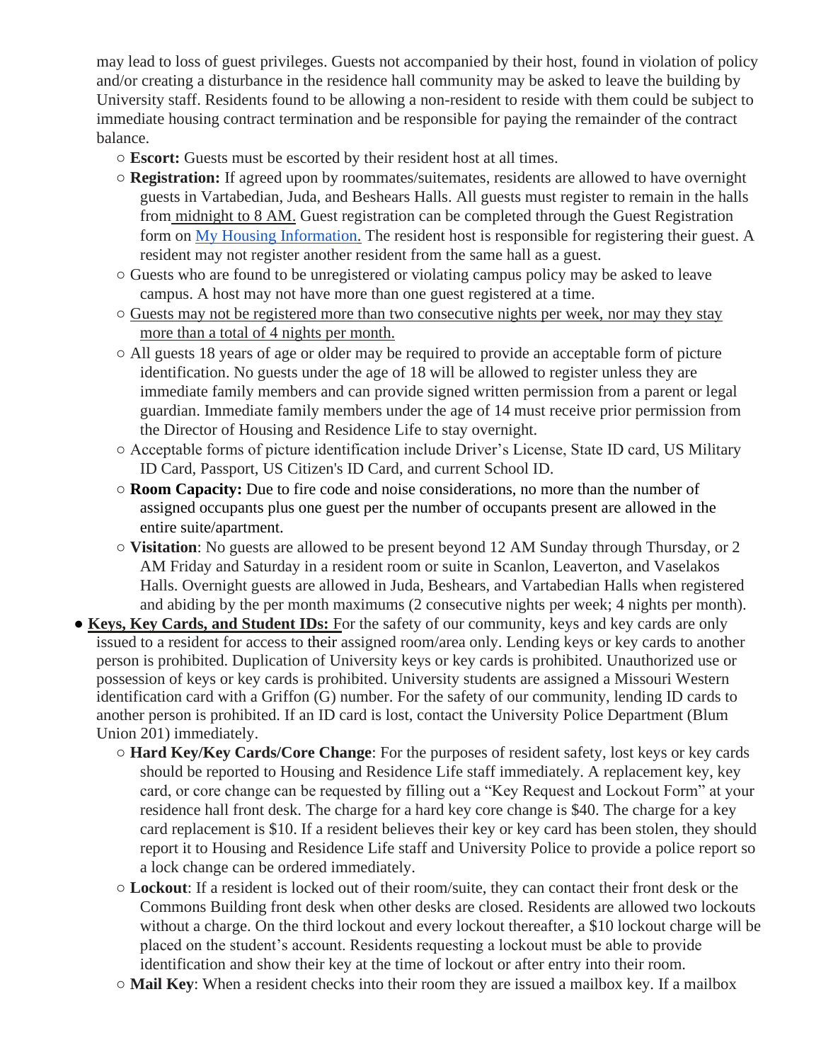may lead to loss of guest privileges. Guests not accompanied by their host, found in violation of policy and/or creating a disturbance in the residence hall community may be asked to leave the building by University staff. Residents found to be allowing a non-resident to reside with them could be subject to immediate housing contract termination and be responsible for paying the remainder of the contract balance.

  - **Escort:** Guests must be escorted by their resident host at all times.
  - **Registration:** If agreed upon by roommates/suitemates, residents are allowed to have overnight guests in Vartabedian, Juda, and Beshears Halls. All guests must register to remain in the halls from midnight to 8 AM. Guest registration can be completed through the Guest Registration form on [My Housing Information.](My Housing Information) The resident host is responsible for registering their guest. A resident may not register another resident from the same hall as a guest.
  - Guests who are found to be unregistered or violating campus policy may be asked to leave campus. A host may not have more than one guest registered at a time.
  - Guests may not be registered more than two consecutive nights per week, nor may they stay more than a total of 4 nights per month.
  - All guests 18 years of age or older may be required to provide an acceptable form of picture identification. No guests under the age of 18 will be allowed to register unless they are immediate family members and can provide signed written permission from a parent or legal guardian. Immediate family members under the age of 14 must receive prior permission from the Director of Housing and Residence Life to stay overnight.
  - Acceptable forms of picture identification include Driver's License, State ID card, US Military ID Card, Passport, US Citizen's ID Card, and current School ID.
  - **Room Capacity:** Due to fire code and noise considerations, no more than the number of assigned occupants plus one guest per the number of occupants present are allowed in the entire suite/apartment.
  - **Visitation**: No guests are allowed to be present beyond 12 AM Sunday through Thursday, or 2 AM Friday and Saturday in a resident room or suite in Scanlon, Leaverton, and Vaselakos Halls. Overnight guests are allowed in Juda, Beshears, and Vartabedian Halls when registered and abiding by the per month maximums (2 consecutive nights per week; 4 nights per month).

- **Keys, Key Cards, and Student IDs:** For the safety of our community, keys and key cards are only issued to a resident for access to their assigned room/area only. Lending keys or key cards to another person is prohibited. Duplication of University keys or key cards is prohibited. Unauthorized use or possession of keys or key cards is prohibited. University students are assigned a Missouri Western identification card with a Griffon (G) number. For the safety of our community, lending ID cards to another person is prohibited. If an ID card is lost, contact the University Police Department (Blum Union 201) immediately.
  - **Hard Key/Key Cards/Core Change**: For the purposes of resident safety, lost keys or key cards should be reported to Housing and Residence Life staff immediately. A replacement key, key card, or core change can be requested by filling out a "Key Request and Lockout Form" at your residence hall front desk. The charge for a hard key core change is $40. The charge for a key card replacement is $10. If a resident believes their key or key card has been stolen, they should report it to Housing and Residence Life staff and University Police to provide a police report so a lock change can be ordered immediately.
  - **Lockout**: If a resident is locked out of their room/suite, they can contact their front desk or the Commons Building front desk when other desks are closed. Residents are allowed two lockouts without a charge. On the third lockout and every lockout thereafter, a $10 lockout charge will be placed on the student's account. Residents requesting a lockout must be able to provide identification and show their key at the time of lockout or after entry into their room.
  - **Mail Key**: When a resident checks into their room they are issued a mailbox key. If a mailbox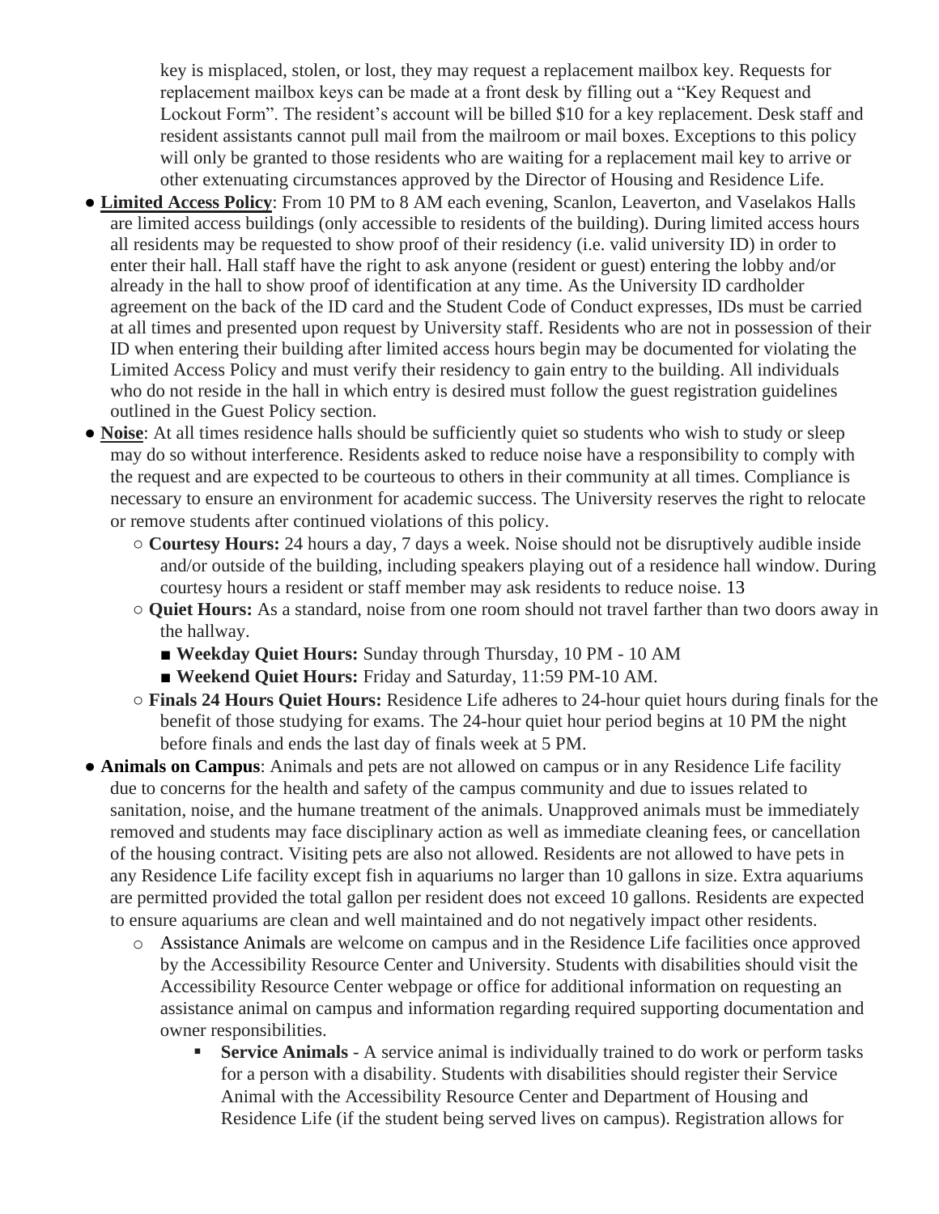key is misplaced, stolen, or lost, they may request a replacement mailbox key. Requests for replacement mailbox keys can be made at a front desk by filling out a "Key Request and Lockout Form". The resident's account will be billed $10 for a key replacement. Desk staff and resident assistants cannot pull mail from the mailroom or mail boxes. Exceptions to this policy will only be granted to those residents who are waiting for a replacement mail key to arrive or other extenuating circumstances approved by the Director of Housing and Residence Life.

- **Limited Access Policy**: From 10 PM to 8 AM each evening, Scanlon, Leaverton, and Vaselakos Halls are limited access buildings (only accessible to residents of the building). During limited access hours all residents may be requested to show proof of their residency (i.e. valid university ID) in order to enter their hall. Hall staff have the right to ask anyone (resident or guest) entering the lobby and/or already in the hall to show proof of identification at any time. As the University ID cardholder agreement on the back of the ID card and the Student Code of Conduct expresses, IDs must be carried at all times and presented upon request by University staff. Residents who are not in possession of their ID when entering their building after limited access hours begin may be documented for violating the Limited Access Policy and must verify their residency to gain entry to the building. All individuals who do not reside in the hall in which entry is desired must follow the guest registration guidelines outlined in the Guest Policy section.
- **Noise**: At all times residence halls should be sufficiently quiet so students who wish to study or sleep may do so without interference. Residents asked to reduce noise have a responsibility to comply with the request and are expected to be courteous to others in their community at all times. Compliance is necessary to ensure an environment for academic success. The University reserves the right to relocate or remove students after continued violations of this policy.
  - **Courtesy Hours:** 24 hours a day, 7 days a week. Noise should not be disruptively audible inside and/or outside of the building, including speakers playing out of a residence hall window. During courtesy hours a resident or staff member may ask residents to reduce noise. 13
  - **Quiet Hours:** As a standard, noise from one room should not travel farther than two doors away in the hallway.
    - **Weekday Quiet Hours:** Sunday through Thursday, 10 PM - 10 AM
    - **Weekend Quiet Hours:** Friday and Saturday, 11:59 PM-10 AM.
  - **Finals 24 Hours Quiet Hours:** Residence Life adheres to 24-hour quiet hours during finals for the benefit of those studying for exams. The 24-hour quiet hour period begins at 10 PM the night before finals and ends the last day of finals week at 5 PM.
- **Animals on Campus**: Animals and pets are not allowed on campus or in any Residence Life facility due to concerns for the health and safety of the campus community and due to issues related to sanitation, noise, and the humane treatment of the animals. Unapproved animals must be immediately removed and students may face disciplinary action as well as immediate cleaning fees, or cancellation of the housing contract. Visiting pets are also not allowed. Residents are not allowed to have pets in any Residence Life facility except fish in aquariums no larger than 10 gallons in size. Extra aquariums are permitted provided the total gallon per resident does not exceed 10 gallons. Residents are expected to ensure aquariums are clean and well maintained and do not negatively impact other residents.
  - Assistance Animals are welcome on campus and in the Residence Life facilities once approved by the Accessibility Resource Center and University. Students with disabilities should visit the Accessibility Resource Center webpage or office for additional information on requesting an assistance animal on campus and information regarding required supporting documentation and owner responsibilities.
    - **Service Animals** - A service animal is individually trained to do work or perform tasks for a person with a disability. Students with disabilities should register their Service Animal with the Accessibility Resource Center and Department of Housing and Residence Life (if the student being served lives on campus). Registration allows for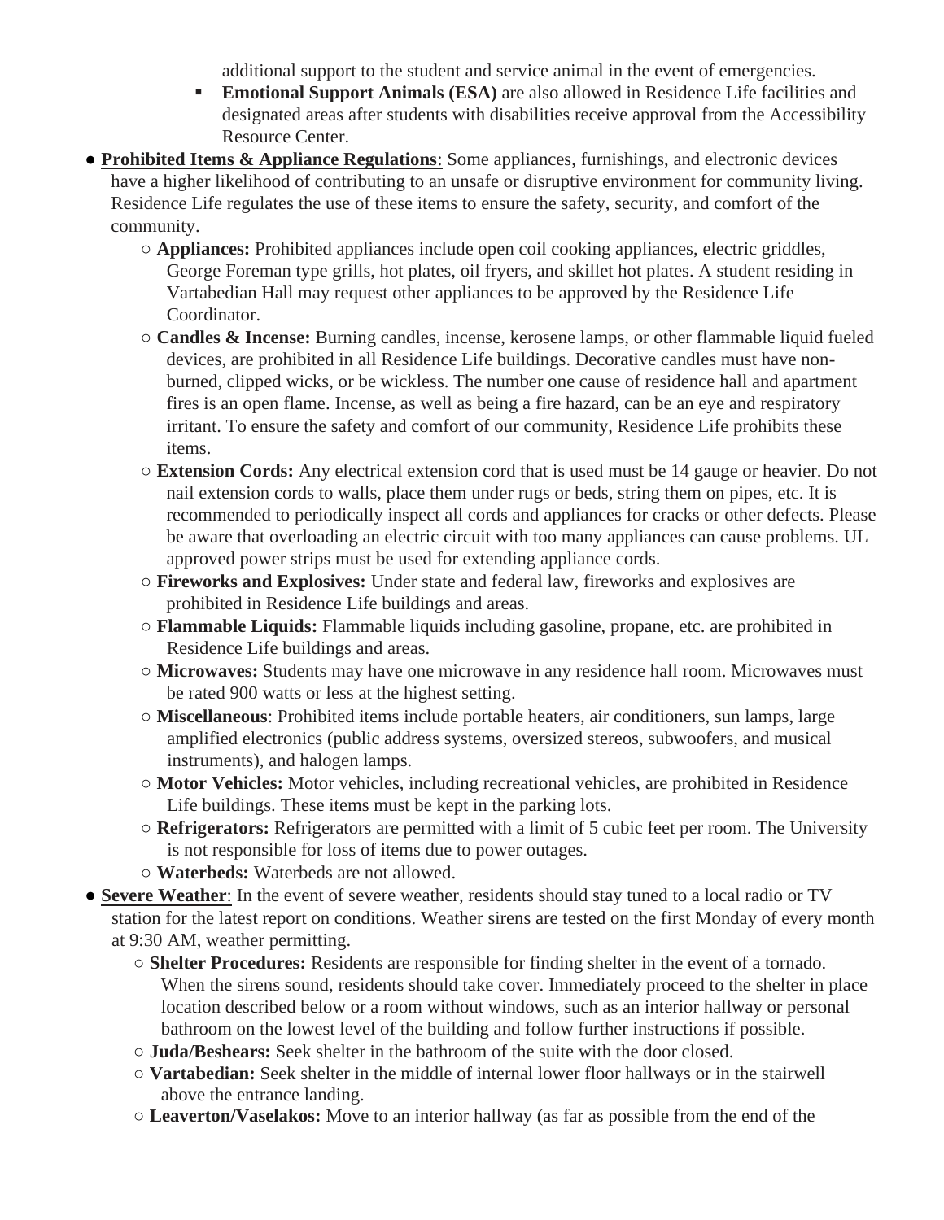additional support to the student and service animal in the event of emergencies.
    - **Emotional Support Animals (ESA)** are also allowed in Residence Life facilities and designated areas after students with disabilities receive approval from the Accessibility Resource Center.

- **<u>Prohibited Items & Appliance Regulations</u>**: Some appliances, furnishings, and electronic devices have a higher likelihood of contributing to an unsafe or disruptive environment for community living. Residence Life regulates the use of these items to ensure the safety, security, and comfort of the community.
    - **Appliances:** Prohibited appliances include open coil cooking appliances, electric griddles, George Foreman type grills, hot plates, oil fryers, and skillet hot plates. A student residing in Vartabedian Hall may request other appliances to be approved by the Residence Life Coordinator.
    - **Candles & Incense:** Burning candles, incense, kerosene lamps, or other flammable liquid fueled devices, are prohibited in all Residence Life buildings. Decorative candles must have non-burned, clipped wicks, or be wickless. The number one cause of residence hall and apartment fires is an open flame. Incense, as well as being a fire hazard, can be an eye and respiratory irritant. To ensure the safety and comfort of our community, Residence Life prohibits these items.
    - **Extension Cords:** Any electrical extension cord that is used must be 14 gauge or heavier. Do not nail extension cords to walls, place them under rugs or beds, string them on pipes, etc. It is recommended to periodically inspect all cords and appliances for cracks or other defects. Please be aware that overloading an electric circuit with too many appliances can cause problems. UL approved power strips must be used for extending appliance cords.
    - **Fireworks and Explosives:** Under state and federal law, fireworks and explosives are prohibited in Residence Life buildings and areas.
    - **Flammable Liquids:** Flammable liquids including gasoline, propane, etc. are prohibited in Residence Life buildings and areas.
    - **Microwaves:** Students may have one microwave in any residence hall room. Microwaves must be rated 900 watts or less at the highest setting.
    - **Miscellaneous**: Prohibited items include portable heaters, air conditioners, sun lamps, large amplified electronics (public address systems, oversized stereos, subwoofers, and musical instruments), and halogen lamps.
    - **Motor Vehicles:** Motor vehicles, including recreational vehicles, are prohibited in Residence Life buildings. These items must be kept in the parking lots.
    - **Refrigerators:** Refrigerators are permitted with a limit of 5 cubic feet per room. The University is not responsible for loss of items due to power outages.
    - **Waterbeds:** Waterbeds are not allowed.

- **<u>Severe Weather</u>**: In the event of severe weather, residents should stay tuned to a local radio or TV station for the latest report on conditions. Weather sirens are tested on the first Monday of every month at 9:30 AM, weather permitting.
    - **Shelter Procedures:** Residents are responsible for finding shelter in the event of a tornado. When the sirens sound, residents should take cover. Immediately proceed to the shelter in place location described below or a room without windows, such as an interior hallway or personal bathroom on the lowest level of the building and follow further instructions if possible.
    - **Juda/Beshears:** Seek shelter in the bathroom of the suite with the door closed.
    - **Vartabedian:** Seek shelter in the middle of internal lower floor hallways or in the stairwell above the entrance landing.
    - **Leaverton/Vaselakos:** Move to an interior hallway (as far as possible from the end of the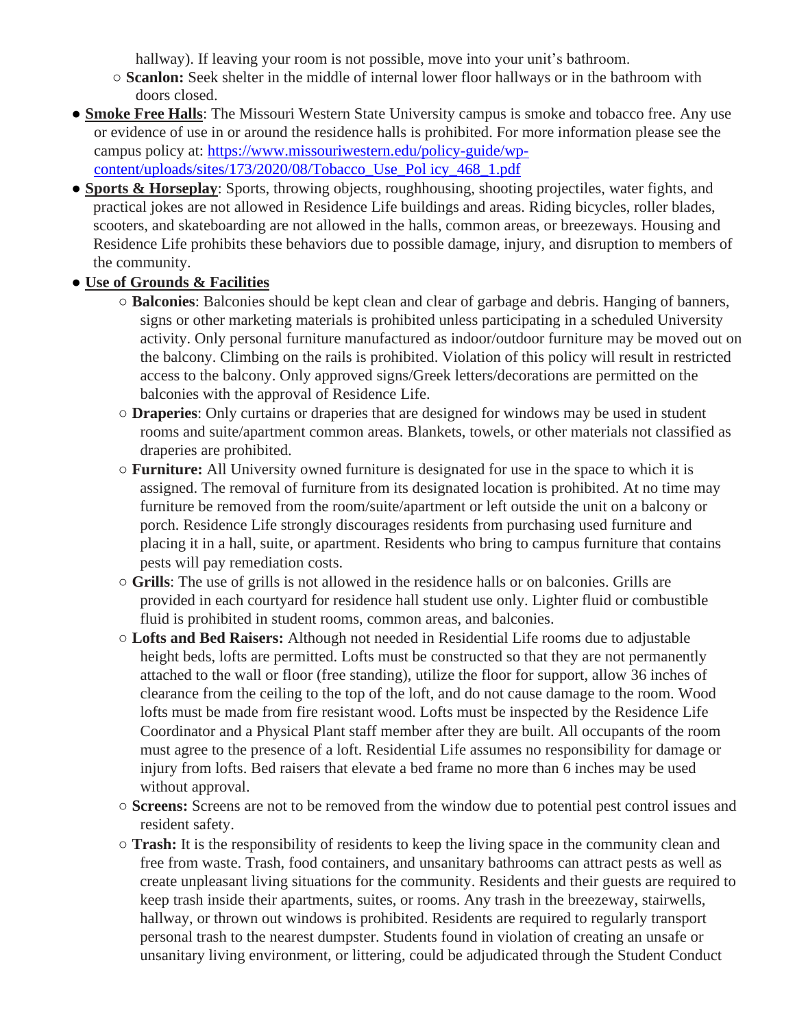hallway). If leaving your room is not possible, move into your unit's bathroom.

  - **Scanlon:** Seek shelter in the middle of internal lower floor hallways or in the bathroom with doors closed.

- **<u>Smoke Free Halls</u>**: The Missouri Western State University campus is smoke and tobacco free. Any use or evidence of use in or around the residence halls is prohibited. For more information please see the campus policy at: [https://www.missouriwestern.edu/policy-guide/wp-content/uploads/sites/173/2020/08/Tobacco_Use_Pol icy_468_1.pdf](https://www.missouriwestern.edu/policy-guide/wp-content/uploads/sites/173/2020/08/Tobacco_Use_Policy_468_1.pdf)
- **<u>Sports & Horseplay</u>**: Sports, throwing objects, roughhousing, shooting projectiles, water fights, and practical jokes are not allowed in Residence Life buildings and areas. Riding bicycles, roller blades, scooters, and skateboarding are not allowed in the halls, common areas, or breezeways. Housing and Residence Life prohibits these behaviors due to possible damage, injury, and disruption to members of the community.
- **<u>Use of Grounds & Facilities</u>**
  - **Balconies**: Balconies should be kept clean and clear of garbage and debris. Hanging of banners, signs or other marketing materials is prohibited unless participating in a scheduled University activity. Only personal furniture manufactured as indoor/outdoor furniture may be moved out on the balcony. Climbing on the rails is prohibited. Violation of this policy will result in restricted access to the balcony. Only approved signs/Greek letters/decorations are permitted on the balconies with the approval of Residence Life.
  - **Draperies**: Only curtains or draperies that are designed for windows may be used in student rooms and suite/apartment common areas. Blankets, towels, or other materials not classified as draperies are prohibited.
  - **Furniture:** All University owned furniture is designated for use in the space to which it is assigned. The removal of furniture from its designated location is prohibited. At no time may furniture be removed from the room/suite/apartment or left outside the unit on a balcony or porch. Residence Life strongly discourages residents from purchasing used furniture and placing it in a hall, suite, or apartment. Residents who bring to campus furniture that contains pests will pay remediation costs.
  - **Grills**: The use of grills is not allowed in the residence halls or on balconies. Grills are provided in each courtyard for residence hall student use only. Lighter fluid or combustible fluid is prohibited in student rooms, common areas, and balconies.
  - **Lofts and Bed Raisers:** Although not needed in Residential Life rooms due to adjustable height beds, lofts are permitted. Lofts must be constructed so that they are not permanently attached to the wall or floor (free standing), utilize the floor for support, allow 36 inches of clearance from the ceiling to the top of the loft, and do not cause damage to the room. Wood lofts must be made from fire resistant wood. Lofts must be inspected by the Residence Life Coordinator and a Physical Plant staff member after they are built. All occupants of the room must agree to the presence of a loft. Residential Life assumes no responsibility for damage or injury from lofts. Bed raisers that elevate a bed frame no more than 6 inches may be used without approval.
  - **Screens:** Screens are not to be removed from the window due to potential pest control issues and resident safety.
  - **Trash:** It is the responsibility of residents to keep the living space in the community clean and free from waste. Trash, food containers, and unsanitary bathrooms can attract pests as well as create unpleasant living situations for the community. Residents and their guests are required to keep trash inside their apartments, suites, or rooms. Any trash in the breezeway, stairwells, hallway, or thrown out windows is prohibited. Residents are required to regularly transport personal trash to the nearest dumpster. Students found in violation of creating an unsafe or unsanitary living environment, or littering, could be adjudicated through the Student Conduct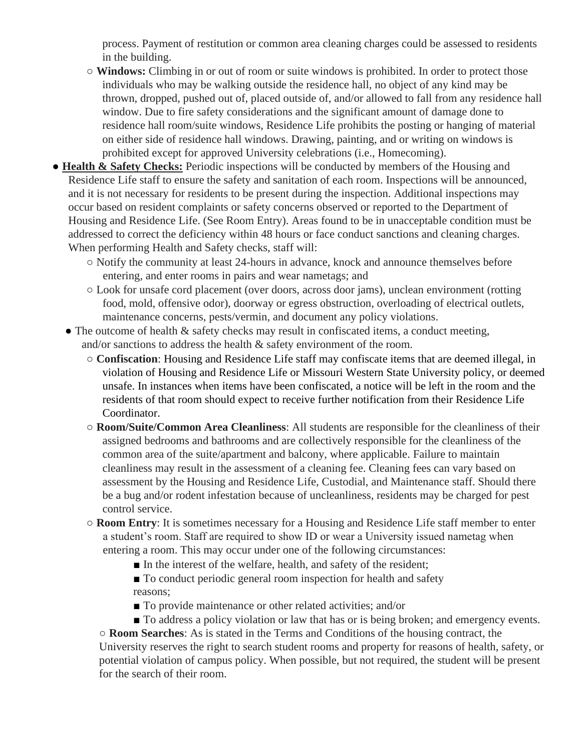process. Payment of restitution or common area cleaning charges could be assessed to residents in the building.

- **Windows:** Climbing in or out of room or suite windows is prohibited. In order to protect those individuals who may be walking outside the residence hall, no object of any kind may be thrown, dropped, pushed out of, placed outside of, and/or allowed to fall from any residence hall window. Due to fire safety considerations and the significant amount of damage done to residence hall room/suite windows, Residence Life prohibits the posting or hanging of material on either side of residence hall windows. Drawing, painting, and or writing on windows is prohibited except for approved University celebrations (i.e., Homecoming).

- **Health & Safety Checks:** Periodic inspections will be conducted by members of the Housing and Residence Life staff to ensure the safety and sanitation of each room. Inspections will be announced, and it is not necessary for residents to be present during the inspection. Additional inspections may occur based on resident complaints or safety concerns observed or reported to the Department of Housing and Residence Life. (See Room Entry). Areas found to be in unacceptable condition must be addressed to correct the deficiency within 48 hours or face conduct sanctions and cleaning charges. When performing Health and Safety checks, staff will:
  - Notify the community at least 24-hours in advance, knock and announce themselves before entering, and enter rooms in pairs and wear nametags; and
  - Look for unsafe cord placement (over doors, across door jams), unclean environment (rotting food, mold, offensive odor), doorway or egress obstruction, overloading of electrical outlets, maintenance concerns, pests/vermin, and document any policy violations.
- The outcome of health & safety checks may result in confiscated items, a conduct meeting, and/or sanctions to address the health & safety environment of the room.
  - **Confiscation**: Housing and Residence Life staff may confiscate items that are deemed illegal, in violation of Housing and Residence Life or Missouri Western State University policy, or deemed unsafe. In instances when items have been confiscated, a notice will be left in the room and the residents of that room should expect to receive further notification from their Residence Life Coordinator.
  - **Room/Suite/Common Area Cleanliness**: All students are responsible for the cleanliness of their assigned bedrooms and bathrooms and are collectively responsible for the cleanliness of the common area of the suite/apartment and balcony, where applicable. Failure to maintain cleanliness may result in the assessment of a cleaning fee. Cleaning fees can vary based on assessment by the Housing and Residence Life, Custodial, and Maintenance staff. Should there be a bug and/or rodent infestation because of uncleanliness, residents may be charged for pest control service.
  - **Room Entry**: It is sometimes necessary for a Housing and Residence Life staff member to enter a student's room. Staff are required to show ID or wear a University issued nametag when entering a room. This may occur under one of the following circumstances:
    - In the interest of the welfare, health, and safety of the resident;
    - To conduct periodic general room inspection for health and safety reasons;
    - To provide maintenance or other related activities; and/or
    - To address a policy violation or law that has or is being broken; and emergency events.
  - **Room Searches**: As is stated in the Terms and Conditions of the housing contract, the University reserves the right to search student rooms and property for reasons of health, safety, or potential violation of campus policy. When possible, but not required, the student will be present for the search of their room.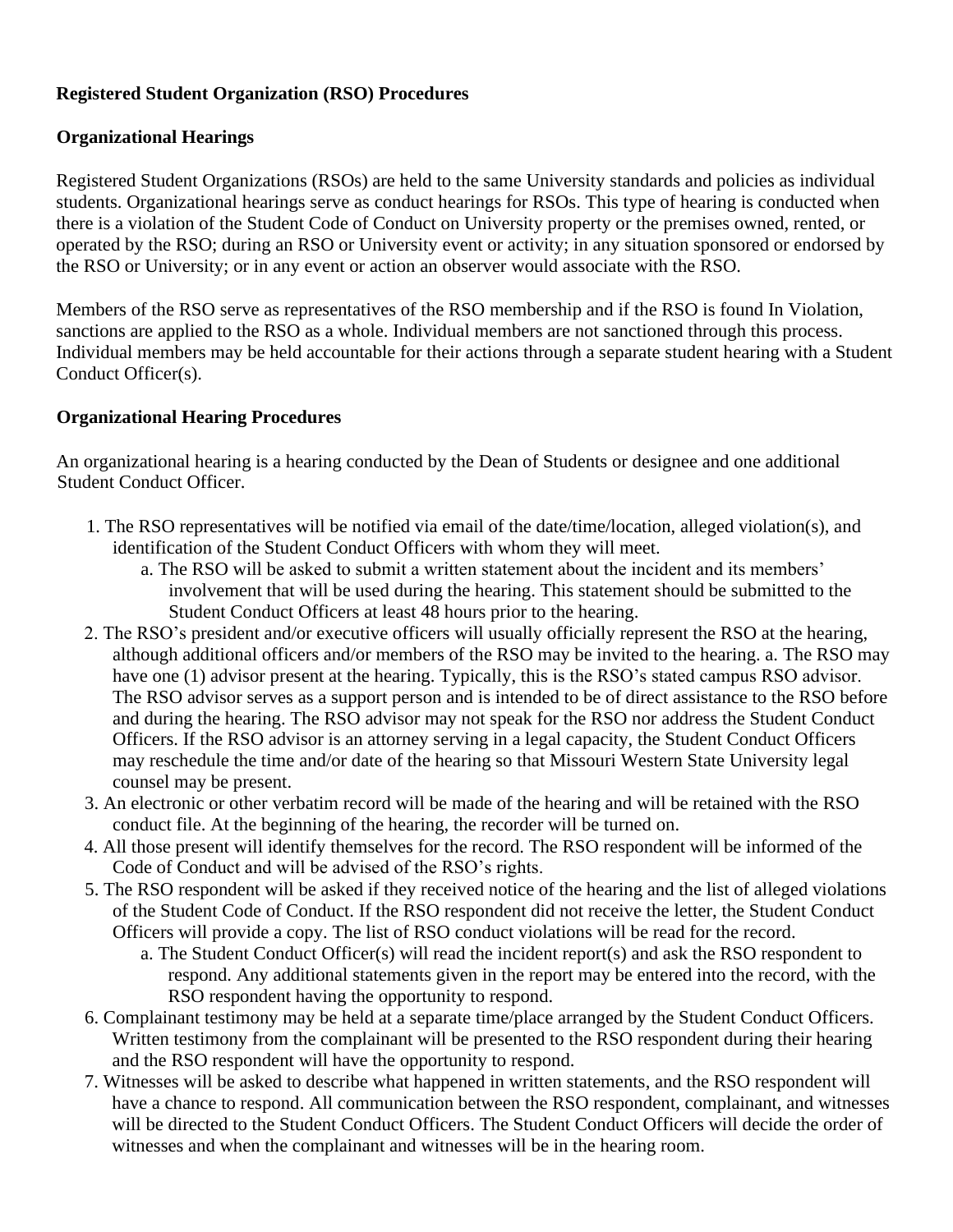**Registered Student Organization (RSO) Procedures**

**Organizational Hearings**

Registered Student Organizations (RSOs) are held to the same University standards and policies as individual students. Organizational hearings serve as conduct hearings for RSOs. This type of hearing is conducted when there is a violation of the Student Code of Conduct on University property or the premises owned, rented, or operated by the RSO; during an RSO or University event or activity; in any situation sponsored or endorsed by the RSO or University; or in any event or action an observer would associate with the RSO.

Members of the RSO serve as representatives of the RSO membership and if the RSO is found In Violation, sanctions are applied to the RSO as a whole. Individual members are not sanctioned through this process. Individual members may be held accountable for their actions through a separate student hearing with a Student Conduct Officer(s).

**Organizational Hearing Procedures**

An organizational hearing is a hearing conducted by the Dean of Students or designee and one additional Student Conduct Officer.

1. The RSO representatives will be notified via email of the date/time/location, alleged violation(s), and identification of the Student Conduct Officers with whom they will meet.
    a. The RSO will be asked to submit a written statement about the incident and its members' involvement that will be used during the hearing. This statement should be submitted to the Student Conduct Officers at least 48 hours prior to the hearing.
2. The RSO's president and/or executive officers will usually officially represent the RSO at the hearing, although additional officers and/or members of the RSO may be invited to the hearing. a. The RSO may have one (1) advisor present at the hearing. Typically, this is the RSO's stated campus RSO advisor. The RSO advisor serves as a support person and is intended to be of direct assistance to the RSO before and during the hearing. The RSO advisor may not speak for the RSO nor address the Student Conduct Officers. If the RSO advisor is an attorney serving in a legal capacity, the Student Conduct Officers may reschedule the time and/or date of the hearing so that Missouri Western State University legal counsel may be present.
3. An electronic or other verbatim record will be made of the hearing and will be retained with the RSO conduct file. At the beginning of the hearing, the recorder will be turned on.
4. All those present will identify themselves for the record. The RSO respondent will be informed of the Code of Conduct and will be advised of the RSO's rights.
5. The RSO respondent will be asked if they received notice of the hearing and the list of alleged violations of the Student Code of Conduct. If the RSO respondent did not receive the letter, the Student Conduct Officers will provide a copy. The list of RSO conduct violations will be read for the record.
    a. The Student Conduct Officer(s) will read the incident report(s) and ask the RSO respondent to respond. Any additional statements given in the report may be entered into the record, with the RSO respondent having the opportunity to respond.
6. Complainant testimony may be held at a separate time/place arranged by the Student Conduct Officers. Written testimony from the complainant will be presented to the RSO respondent during their hearing and the RSO respondent will have the opportunity to respond.
7. Witnesses will be asked to describe what happened in written statements, and the RSO respondent will have a chance to respond. All communication between the RSO respondent, complainant, and witnesses will be directed to the Student Conduct Officers. The Student Conduct Officers will decide the order of witnesses and when the complainant and witnesses will be in the hearing room.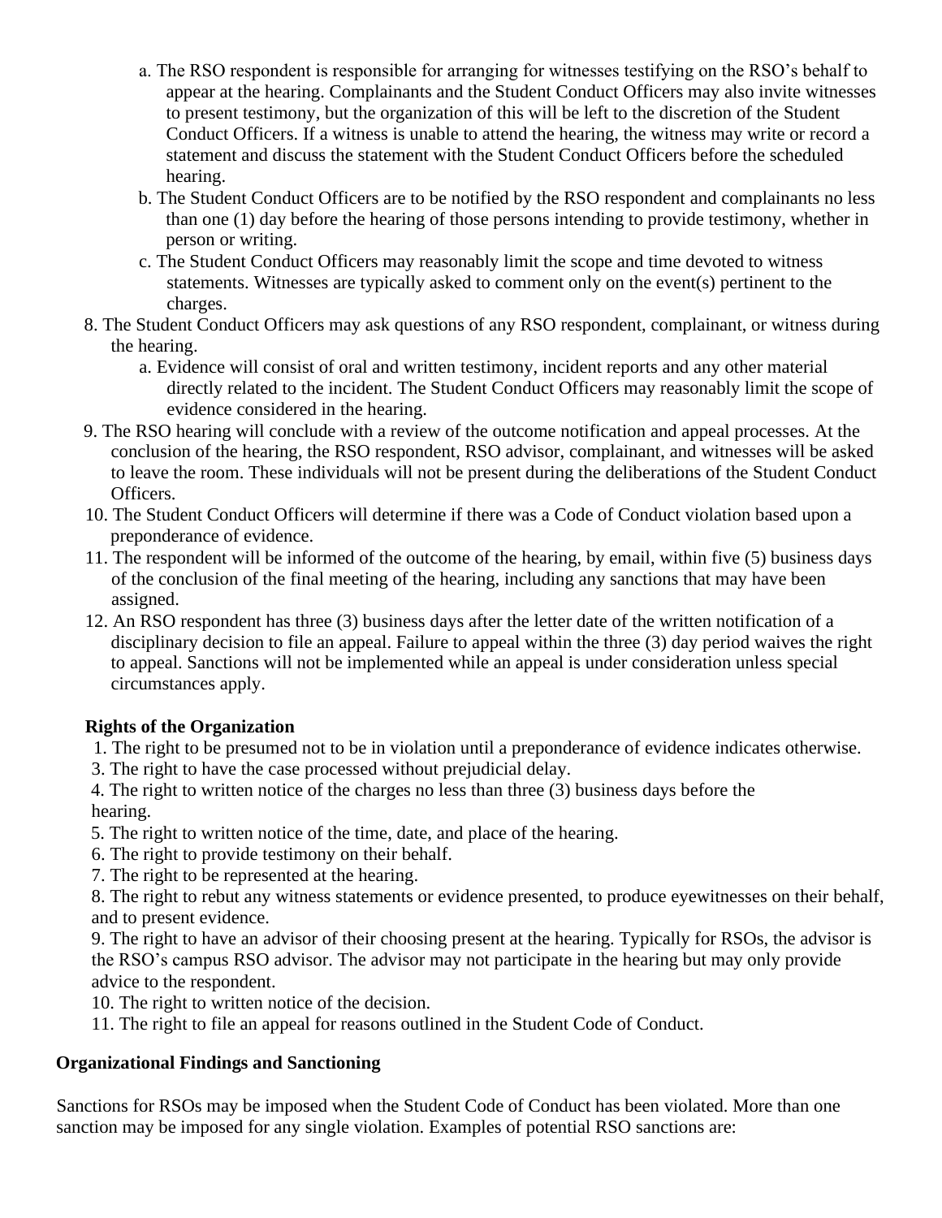a. The RSO respondent is responsible for arranging for witnesses testifying on the RSO's behalf to appear at the hearing. Complainants and the Student Conduct Officers may also invite witnesses to present testimony, but the organization of this will be left to the discretion of the Student Conduct Officers. If a witness is unable to attend the hearing, the witness may write or record a statement and discuss the statement with the Student Conduct Officers before the scheduled hearing.

b. The Student Conduct Officers are to be notified by the RSO respondent and complainants no less than one (1) day before the hearing of those persons intending to provide testimony, whether in person or writing.

c. The Student Conduct Officers may reasonably limit the scope and time devoted to witness statements. Witnesses are typically asked to comment only on the event(s) pertinent to the charges.

8. The Student Conduct Officers may ask questions of any RSO respondent, complainant, or witness during the hearing.

    a. Evidence will consist of oral and written testimony, incident reports and any other material directly related to the incident. The Student Conduct Officers may reasonably limit the scope of evidence considered in the hearing.

9. The RSO hearing will conclude with a review of the outcome notification and appeal processes. At the conclusion of the hearing, the RSO respondent, RSO advisor, complainant, and witnesses will be asked to leave the room. These individuals will not be present during the deliberations of the Student Conduct Officers.

10. The Student Conduct Officers will determine if there was a Code of Conduct violation based upon a preponderance of evidence.

11. The respondent will be informed of the outcome of the hearing, by email, within five (5) business days of the conclusion of the final meeting of the hearing, including any sanctions that may have been assigned.

12. An RSO respondent has three (3) business days after the letter date of the written notification of a disciplinary decision to file an appeal. Failure to appeal within the three (3) day period waives the right to appeal. Sanctions will not be implemented while an appeal is under consideration unless special circumstances apply.

**Rights of the Organization**

1. The right to be presumed not to be in violation until a preponderance of evidence indicates otherwise.
3. The right to have the case processed without prejudicial delay.
4. The right to written notice of the charges no less than three (3) business days before the hearing.
5. The right to written notice of the time, date, and place of the hearing.
6. The right to provide testimony on their behalf.
7. The right to be represented at the hearing.
8. The right to rebut any witness statements or evidence presented, to produce eyewitnesses on their behalf, and to present evidence.
9. The right to have an advisor of their choosing present at the hearing. Typically for RSOs, the advisor is the RSO's campus RSO advisor. The advisor may not participate in the hearing but may only provide advice to the respondent.
10. The right to written notice of the decision.
11. The right to file an appeal for reasons outlined in the Student Code of Conduct.

**Organizational Findings and Sanctioning**

Sanctions for RSOs may be imposed when the Student Code of Conduct has been violated. More than one sanction may be imposed for any single violation. Examples of potential RSO sanctions are: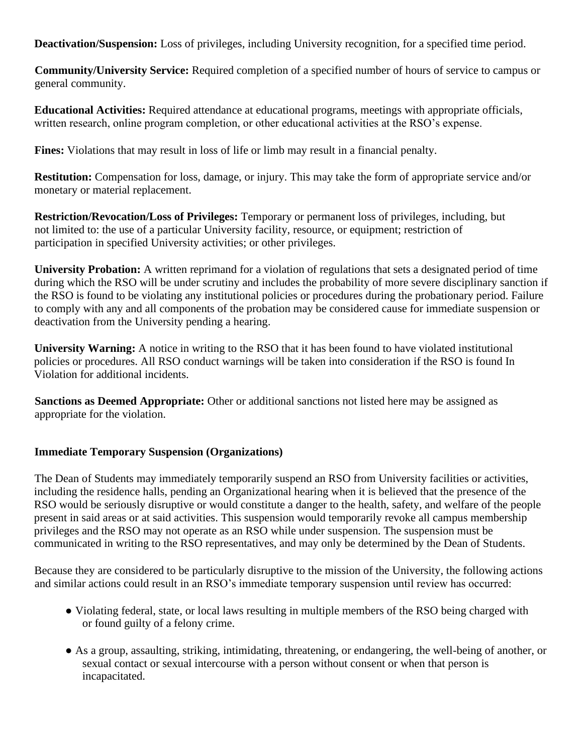**Deactivation/Suspension:** Loss of privileges, including University recognition, for a specified time period.

**Community/University Service:** Required completion of a specified number of hours of service to campus or general community.

**Educational Activities:** Required attendance at educational programs, meetings with appropriate officials, written research, online program completion, or other educational activities at the RSO's expense.

**Fines:** Violations that may result in loss of life or limb may result in a financial penalty.

**Restitution:** Compensation for loss, damage, or injury. This may take the form of appropriate service and/or monetary or material replacement.

**Restriction/Revocation/Loss of Privileges:** Temporary or permanent loss of privileges, including, but not limited to: the use of a particular University facility, resource, or equipment; restriction of participation in specified University activities; or other privileges.

**University Probation:** A written reprimand for a violation of regulations that sets a designated period of time during which the RSO will be under scrutiny and includes the probability of more severe disciplinary sanction if the RSO is found to be violating any institutional policies or procedures during the probationary period. Failure to comply with any and all components of the probation may be considered cause for immediate suspension or deactivation from the University pending a hearing.

**University Warning:** A notice in writing to the RSO that it has been found to have violated institutional policies or procedures. All RSO conduct warnings will be taken into consideration if the RSO is found In Violation for additional incidents.

**Sanctions as Deemed Appropriate:** Other or additional sanctions not listed here may be assigned as appropriate for the violation.

**Immediate Temporary Suspension (Organizations)**

The Dean of Students may immediately temporarily suspend an RSO from University facilities or activities, including the residence halls, pending an Organizational hearing when it is believed that the presence of the RSO would be seriously disruptive or would constitute a danger to the health, safety, and welfare of the people present in said areas or at said activities. This suspension would temporarily revoke all campus membership privileges and the RSO may not operate as an RSO while under suspension. The suspension must be communicated in writing to the RSO representatives, and may only be determined by the Dean of Students.

Because they are considered to be particularly disruptive to the mission of the University, the following actions and similar actions could result in an RSO's immediate temporary suspension until review has occurred:

- Violating federal, state, or local laws resulting in multiple members of the RSO being charged with or found guilty of a felony crime.
- As a group, assaulting, striking, intimidating, threatening, or endangering, the well-being of another, or sexual contact or sexual intercourse with a person without consent or when that person is incapacitated.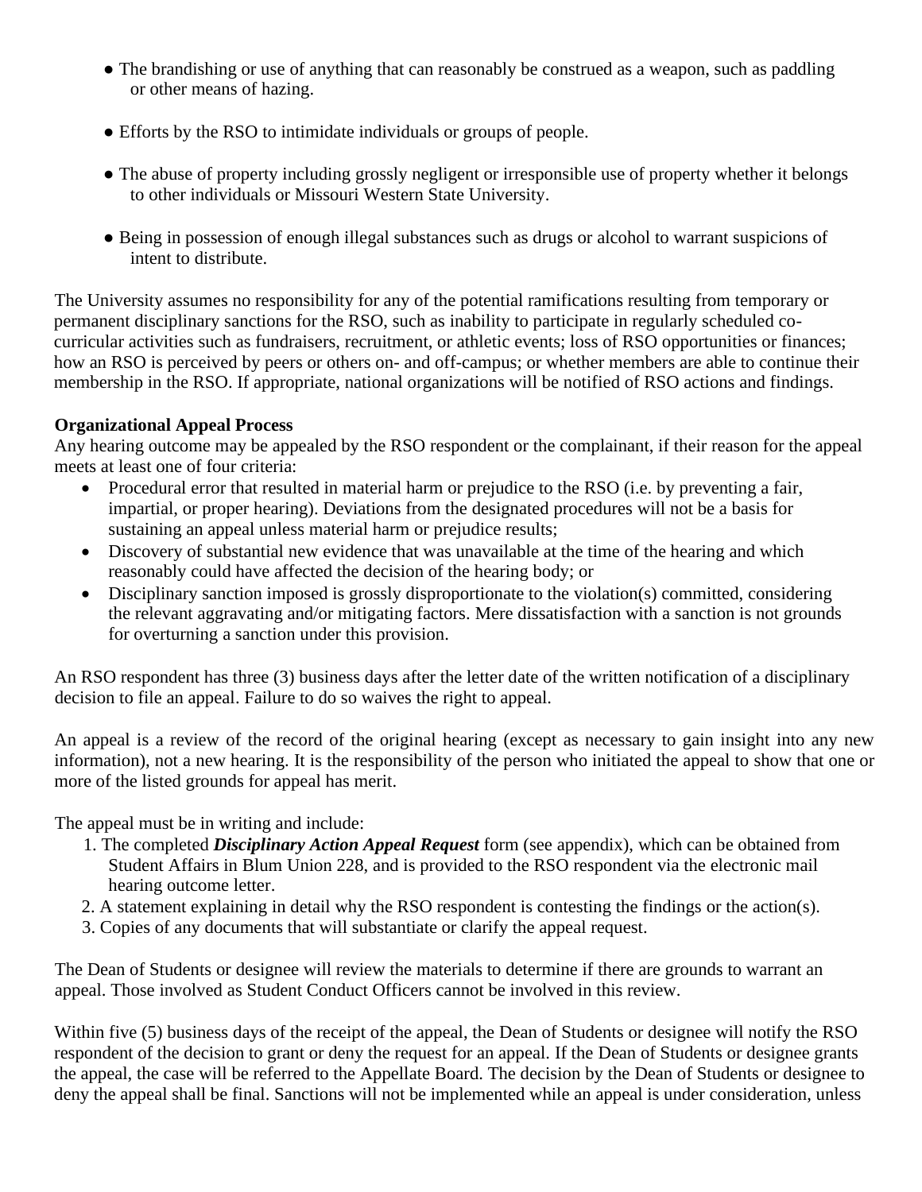- The brandishing or use of anything that can reasonably be construed as a weapon, such as paddling or other means of hazing.

- Efforts by the RSO to intimidate individuals or groups of people.

- The abuse of property including grossly negligent or irresponsible use of property whether it belongs to other individuals or Missouri Western State University.

- Being in possession of enough illegal substances such as drugs or alcohol to warrant suspicions of intent to distribute.

The University assumes no responsibility for any of the potential ramifications resulting from temporary or permanent disciplinary sanctions for the RSO, such as inability to participate in regularly scheduled co-curricular activities such as fundraisers, recruitment, or athletic events; loss of RSO opportunities or finances; how an RSO is perceived by peers or others on- and off-campus; or whether members are able to continue their membership in the RSO. If appropriate, national organizations will be notified of RSO actions and findings.

**Organizational Appeal Process**

Any hearing outcome may be appealed by the RSO respondent or the complainant, if their reason for the appeal meets at least one of four criteria:

- Procedural error that resulted in material harm or prejudice to the RSO (i.e. by preventing a fair, impartial, or proper hearing). Deviations from the designated procedures will not be a basis for sustaining an appeal unless material harm or prejudice results;
- Discovery of substantial new evidence that was unavailable at the time of the hearing and which reasonably could have affected the decision of the hearing body; or
- Disciplinary sanction imposed is grossly disproportionate to the violation(s) committed, considering the relevant aggravating and/or mitigating factors. Mere dissatisfaction with a sanction is not grounds for overturning a sanction under this provision.

An RSO respondent has three (3) business days after the letter date of the written notification of a disciplinary decision to file an appeal. Failure to do so waives the right to appeal.

An appeal is a review of the record of the original hearing (except as necessary to gain insight into any new information), not a new hearing. It is the responsibility of the person who initiated the appeal to show that one or more of the listed grounds for appeal has merit.

The appeal must be in writing and include:

1. The completed ***Disciplinary Action Appeal Request*** form (see appendix), which can be obtained from Student Affairs in Blum Union 228, and is provided to the RSO respondent via the electronic mail hearing outcome letter.
2. A statement explaining in detail why the RSO respondent is contesting the findings or the action(s).
3. Copies of any documents that will substantiate or clarify the appeal request.

The Dean of Students or designee will review the materials to determine if there are grounds to warrant an appeal. Those involved as Student Conduct Officers cannot be involved in this review.

Within five (5) business days of the receipt of the appeal, the Dean of Students or designee will notify the RSO respondent of the decision to grant or deny the request for an appeal. If the Dean of Students or designee grants the appeal, the case will be referred to the Appellate Board. The decision by the Dean of Students or designee to deny the appeal shall be final. Sanctions will not be implemented while an appeal is under consideration, unless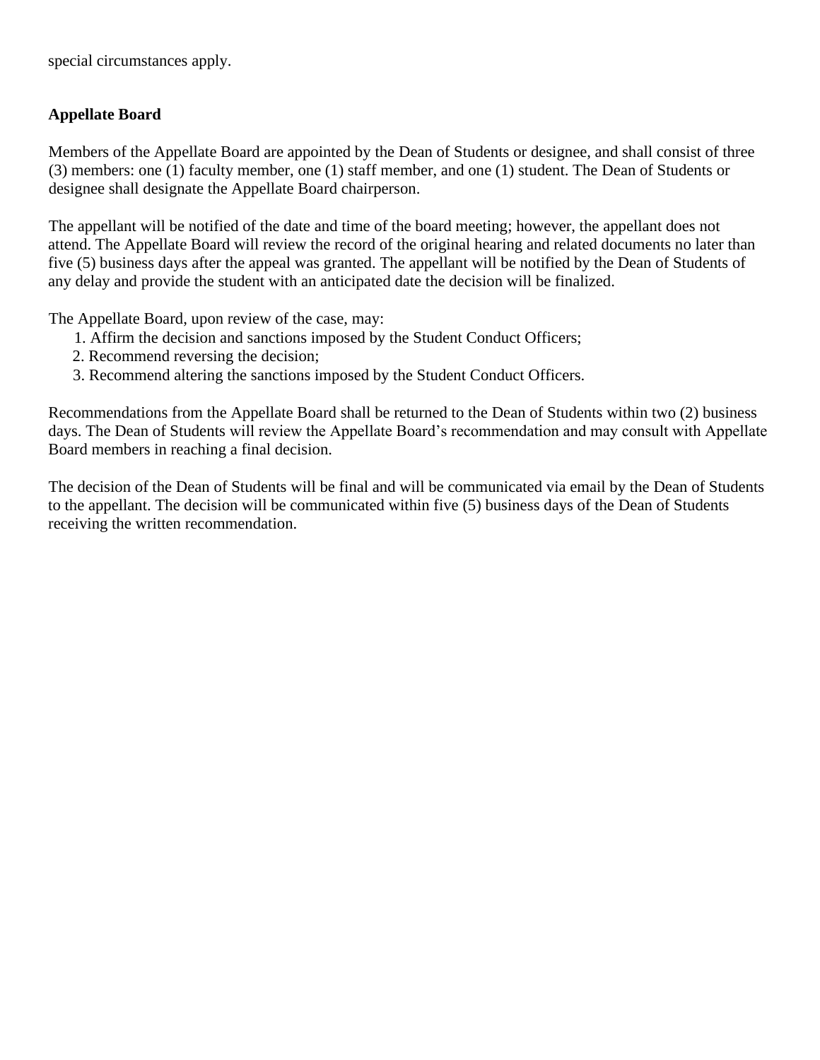special circumstances apply.

**Appellate Board**

Members of the Appellate Board are appointed by the Dean of Students or designee, and shall consist of three (3) members: one (1) faculty member, one (1) staff member, and one (1) student. The Dean of Students or designee shall designate the Appellate Board chairperson.

The appellant will be notified of the date and time of the board meeting; however, the appellant does not attend. The Appellate Board will review the record of the original hearing and related documents no later than five (5) business days after the appeal was granted. The appellant will be notified by the Dean of Students of any delay and provide the student with an anticipated date the decision will be finalized.

The Appellate Board, upon review of the case, may:

1. Affirm the decision and sanctions imposed by the Student Conduct Officers;
2. Recommend reversing the decision;
3. Recommend altering the sanctions imposed by the Student Conduct Officers.

Recommendations from the Appellate Board shall be returned to the Dean of Students within two (2) business days. The Dean of Students will review the Appellate Board's recommendation and may consult with Appellate Board members in reaching a final decision.

The decision of the Dean of Students will be final and will be communicated via email by the Dean of Students to the appellant. The decision will be communicated within five (5) business days of the Dean of Students receiving the written recommendation.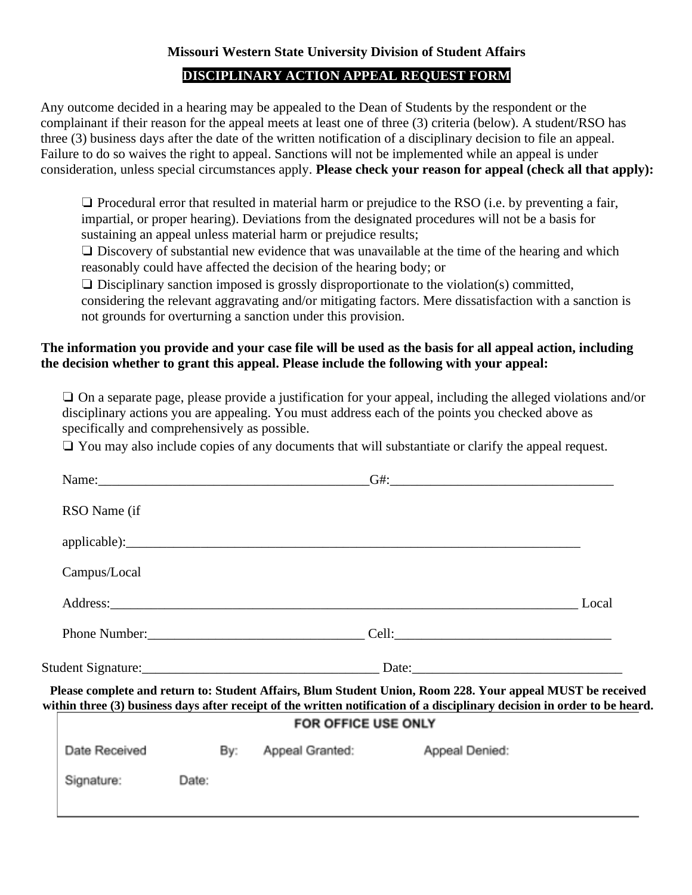**Missouri Western State University Division of Student Affairs**

**DISCIPLINARY ACTION APPEAL REQUEST FORM**

Any outcome decided in a hearing may be appealed to the Dean of Students by the respondent or the complainant if their reason for the appeal meets at least one of three (3) criteria (below). A student/RSO has three (3) business days after the date of the written notification of a disciplinary decision to file an appeal. Failure to do so waives the right to appeal. Sanctions will not be implemented while an appeal is under consideration, unless special circumstances apply. **Please check your reason for appeal (check all that apply):**

❑ Procedural error that resulted in material harm or prejudice to the RSO (i.e. by preventing a fair, impartial, or proper hearing). Deviations from the designated procedures will not be a basis for sustaining an appeal unless material harm or prejudice results;

❑ Discovery of substantial new evidence that was unavailable at the time of the hearing and which reasonably could have affected the decision of the hearing body; or

❑ Disciplinary sanction imposed is grossly disproportionate to the violation(s) committed, considering the relevant aggravating and/or mitigating factors. Mere dissatisfaction with a sanction is not grounds for overturning a sanction under this provision.

**The information you provide and your case file will be used as the basis for all appeal action, including the decision whether to grant this appeal. Please include the following with your appeal:**

❑ On a separate page, please provide a justification for your appeal, including the alleged violations and/or disciplinary actions you are appealing. You must address each of the points you checked above as specifically and comprehensively as possible.

❑ You may also include copies of any documents that will substantiate or clarify the appeal request.

Name:_________________________________________G#:__________________________________

RSO Name (if applicable):_______________________________________________________________________

Campus/Local Address:_______________________________________________________________________ Local

Phone Number:_________________________________ Cell:_________________________________

Student Signature:___________________________________ Date:_______________________________

**Please complete and return to: Student Affairs, Blum Student Union, Room 228. Your appeal MUST be received within three (3) business days after receipt of the written notification of a disciplinary decision in order to be heard.**

**FOR OFFICE USE ONLY**

Date Received By: Appeal Granted: Appeal Denied:

Signature: Date: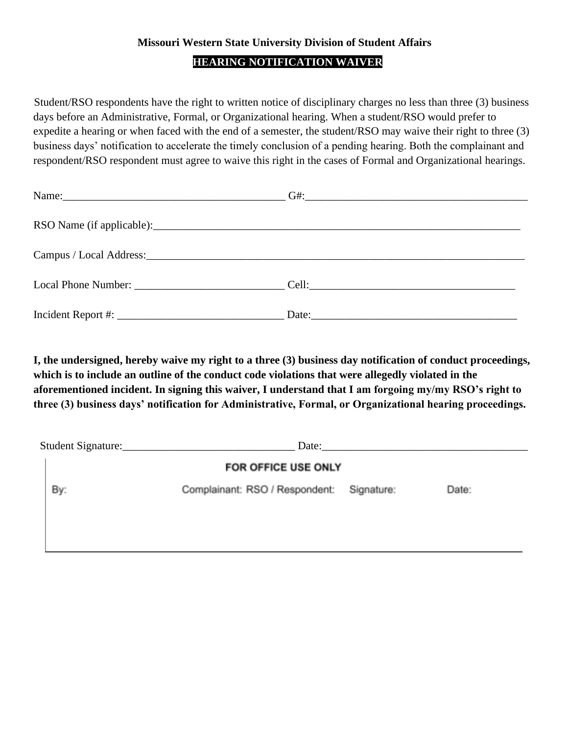**Missouri Western State University Division of Student Affairs**

**HEARING NOTIFICATION WAIVER**

Student/RSO respondents have the right to written notice of disciplinary charges no less than three (3) business days before an Administrative, Formal, or Organizational hearing. When a student/RSO would prefer to expedite a hearing or when faced with the end of a semester, the student/RSO may waive their right to three (3) business days' notification to accelerate the timely conclusion of a pending hearing. Both the complainant and respondent/RSO respondent must agree to waive this right in the cases of Formal and Organizational hearings.

Name:________________________________________ G#:________________________________________

RSO Name (if applicable):____________________________________________________________________

Campus / Local Address:_____________________________________________________________________

Local Phone Number: ___________________________ Cell:_____________________________________

Incident Report #: ______________________________ Date:_____________________________________

**I, the undersigned, hereby waive my right to a three (3) business day notification of conduct proceedings, which is to include an outline of the conduct code violations that were allegedly violated in the aforementioned incident. In signing this waiver, I understand that I am forgoing my/my RSO's right to three (3) business days' notification for Administrative, Formal, or Organizational hearing proceedings.**

Student Signature:_______________________________ Date:_____________________________________

**FOR OFFICE USE ONLY**

| By: | Complainant: RSO / Respondent: | Signature: | Date: |
|---|---|---|---|
| | | | |